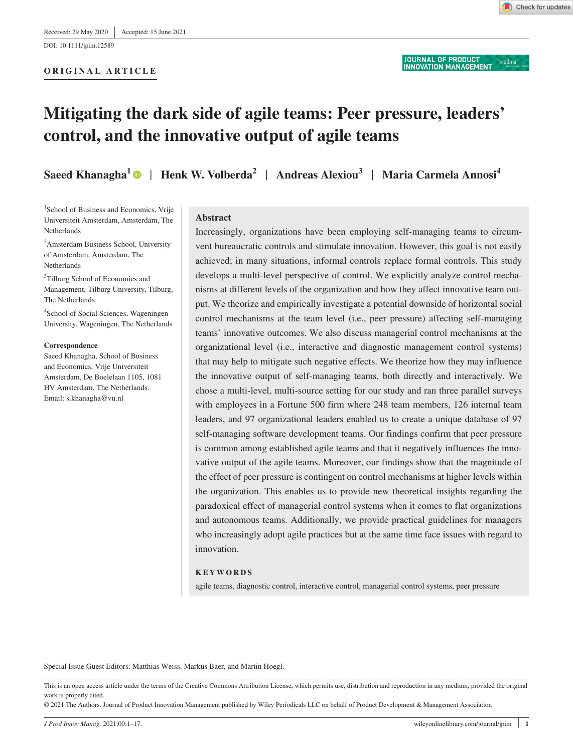Received: 29 May 2020 | Accepted: 15 June 2021

DOI: 10.1111/jpim.12589

ORIGINAL ARTICLE

# Mitigating the dark side of agile teams: Peer pressure, leaders' control, and the innovative output of agile teams

**Saeed Khanagha[1] | Henk W. Volberda[2] | Andreas Alexiou[3] | Maria Carmela Annosi[4]**

[1]School of Business and Economics, Vrije Universiteit Amsterdam, Amsterdam, The Netherlands

[2]Amsterdam Business School, University of Amsterdam, Amsterdam, The Netherlands

[3]Tilburg School of Economics and Management, Tilburg University, Tilburg, The Netherlands

[4]School of Social Sciences, Wageningen University, Wageningen, The Netherlands

**Correspondence**

Saeed Khanagha, School of Business and Economics, Vrije Universiteit Amsterdam, De Boelelaan 1105, 1081 HV Amsterdam, The Netherlands.
Email: s.khanagha@vu.nl

## Abstract

Increasingly, organizations have been employing self-managing teams to circumvent bureaucratic controls and stimulate innovation. However, this goal is not easily achieved; in many situations, informal controls replace formal controls. This study develops a multi-level perspective of control. We explicitly analyze control mechanisms at different levels of the organization and how they affect innovative team output. We theorize and empirically investigate a potential downside of horizontal social control mechanisms at the team level (i.e., peer pressure) affecting self-managing teams' innovative outcomes. We also discuss managerial control mechanisms at the organizational level (i.e., interactive and diagnostic management control systems) that may help to mitigate such negative effects. We theorize how they may influence the innovative output of self-managing teams, both directly and interactively. We chose a multi-level, multi-source setting for our study and ran three parallel surveys with employees in a Fortune 500 firm where 248 team members, 126 internal team leaders, and 97 organizational leaders enabled us to create a unique database of 97 self-managing software development teams. Our findings confirm that peer pressure is common among established agile teams and that it negatively influences the innovative output of the agile teams. Moreover, our findings show that the magnitude of the effect of peer pressure is contingent on control mechanisms at higher levels within the organization. This enables us to provide new theoretical insights regarding the paradoxical effect of managerial control systems when it comes to flat organizations and autonomous teams. Additionally, we provide practical guidelines for managers who increasingly adopt agile practices but at the same time face issues with regard to innovation.

**KEYWORDS**

agile teams, diagnostic control, interactive control, managerial control systems, peer pressure

---

Special Issue Guest Editors: Matthias Weiss, Markus Baer, and Martin Hoegl.

This is an open access article under the terms of the Creative Commons Attribution License, which permits use, distribution and reproduction in any medium, provided the original work is properly cited.

© 2021 The Authors. Journal of Product Innovation Management published by Wiley Periodicals LLC on behalf of Product Development & Management Association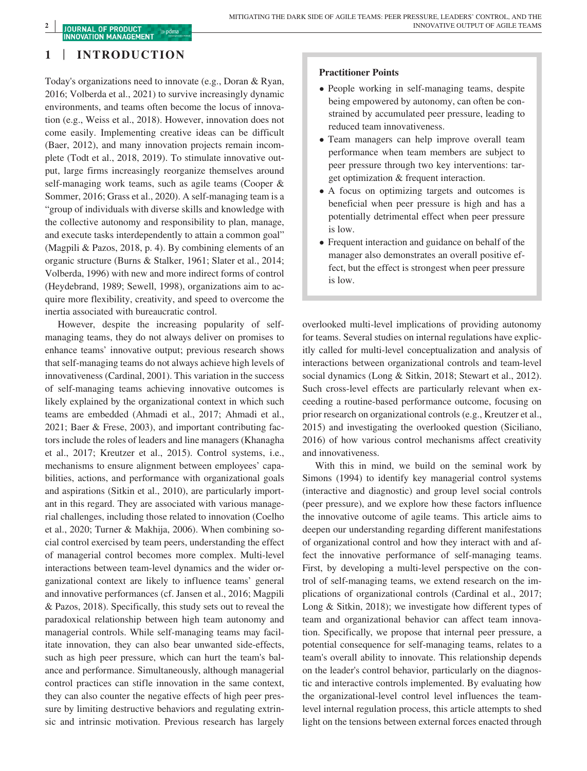## 1 | INTRODUCTION

Today's organizations need to innovate (e.g., Doran & Ryan, 2016; Volberda et al., 2021) to survive increasingly dynamic environments, and teams often become the locus of innovation (e.g., Weiss et al., 2018). However, innovation does not come easily. Implementing creative ideas can be difficult (Baer, 2012), and many innovation projects remain incomplete (Todt et al., 2018, 2019). To stimulate innovative output, large firms increasingly reorganize themselves around self-managing work teams, such as agile teams (Cooper & Sommer, 2016; Grass et al., 2020). A self-managing team is a "group of individuals with diverse skills and knowledge with the collective autonomy and responsibility to plan, manage, and execute tasks interdependently to attain a common goal" (Magpili & Pazos, 2018, p. 4). By combining elements of an organic structure (Burns & Stalker, 1961; Slater et al., 2014; Volberda, 1996) with new and more indirect forms of control (Heydebrand, 1989; Sewell, 1998), organizations aim to acquire more flexibility, creativity, and speed to overcome the inertia associated with bureaucratic control.

However, despite the increasing popularity of self-managing teams, they do not always deliver on promises to enhance teams' innovative output; previous research shows that self-managing teams do not always achieve high levels of innovativeness (Cardinal, 2001). This variation in the success of self-managing teams achieving innovative outcomes is likely explained by the organizational context in which such teams are embedded (Ahmadi et al., 2017; Ahmadi et al., 2021; Baer & Frese, 2003), and important contributing factors include the roles of leaders and line managers (Khanagha et al., 2017; Kreutzer et al., 2015). Control systems, i.e., mechanisms to ensure alignment between employees' capabilities, actions, and performance with organizational goals and aspirations (Sitkin et al., 2010), are particularly important in this regard. They are associated with various managerial challenges, including those related to innovation (Coelho et al., 2020; Turner & Makhija, 2006). When combining social control exercised by team peers, understanding the effect of managerial control becomes more complex. Multi-level interactions between team-level dynamics and the wider organizational context are likely to influence teams' general and innovative performances (cf. Jansen et al., 2016; Magpili & Pazos, 2018). Specifically, this study sets out to reveal the paradoxical relationship between high team autonomy and managerial controls. While self-managing teams may facilitate innovation, they can also bear unwanted side-effects, such as high peer pressure, which can hurt the team's balance and performance. Simultaneously, although managerial control practices can stifle innovation in the same context, they can also counter the negative effects of high peer pressure by limiting destructive behaviors and regulating extrinsic and intrinsic motivation. Previous research has largely overlooked multi-level implications of providing autonomy for teams. Several studies on internal regulations have explicitly called for multi-level conceptualization and analysis of interactions between organizational controls and team-level social dynamics (Long & Sitkin, 2018; Stewart et al., 2012). Such cross-level effects are particularly relevant when exceeding a routine-based performance outcome, focusing on prior research on organizational controls (e.g., Kreutzer et al., 2015) and investigating the overlooked question (Siciliano, 2016) of how various control mechanisms affect creativity and innovativeness.

With this in mind, we build on the seminal work by Simons (1994) to identify key managerial control systems (interactive and diagnostic) and group level social controls (peer pressure), and we explore how these factors influence the innovative outcome of agile teams. This article aims to deepen our understanding regarding different manifestations of organizational control and how they interact with and affect the innovative performance of self-managing teams. First, by developing a multi-level perspective on the control of self-managing teams, we extend research on the implications of organizational controls (Cardinal et al., 2017; Long & Sitkin, 2018); we investigate how different types of team and organizational behavior can affect team innovation. Specifically, we propose that internal peer pressure, a potential consequence for self-managing teams, relates to a team's overall ability to innovate. This relationship depends on the leader's control behavior, particularly on the diagnostic and interactive controls implemented. By evaluating how the organizational-level control level influences the team-level internal regulation process, this article attempts to shed light on the tensions between external forces enacted through

**Practitioner Points**

- People working in self-managing teams, despite being empowered by autonomy, can often be constrained by accumulated peer pressure, leading to reduced team innovativeness.
- Team managers can help improve overall team performance when team members are subject to peer pressure through two key interventions: target optimization & frequent interaction.
- A focus on optimizing targets and outcomes is beneficial when peer pressure is high and has a potentially detrimental effect when peer pressure is low.
- Frequent interaction and guidance on behalf of the manager also demonstrates an overall positive effect, but the effect is strongest when peer pressure is low.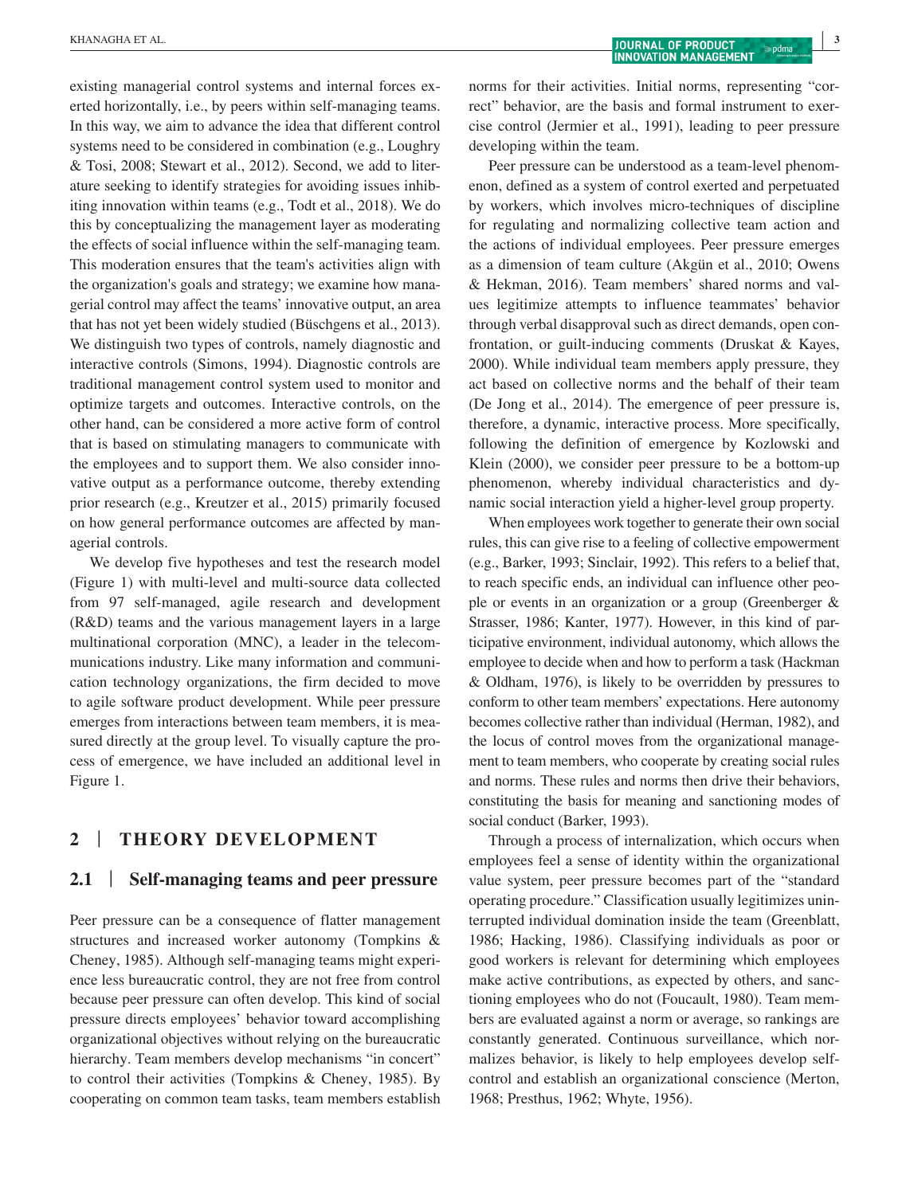existing managerial control systems and internal forces exerted horizontally, i.e., by peers within self-managing teams. In this way, we aim to advance the idea that different control systems need to be considered in combination (e.g., Loughry & Tosi, 2008; Stewart et al., 2012). Second, we add to literature seeking to identify strategies for avoiding issues inhibiting innovation within teams (e.g., Todt et al., 2018). We do this by conceptualizing the management layer as moderating the effects of social influence within the self-managing team. This moderation ensures that the team's activities align with the organization's goals and strategy; we examine how managerial control may affect the teams' innovative output, an area that has not yet been widely studied (Büschgens et al., 2013). We distinguish two types of controls, namely diagnostic and interactive controls (Simons, 1994). Diagnostic controls are traditional management control system used to monitor and optimize targets and outcomes. Interactive controls, on the other hand, can be considered a more active form of control that is based on stimulating managers to communicate with the employees and to support them. We also consider innovative output as a performance outcome, thereby extending prior research (e.g., Kreutzer et al., 2015) primarily focused on how general performance outcomes are affected by managerial controls.

We develop five hypotheses and test the research model (Figure 1) with multi-level and multi-source data collected from 97 self-managed, agile research and development (R&D) teams and the various management layers in a large multinational corporation (MNC), a leader in the telecommunications industry. Like many information and communication technology organizations, the firm decided to move to agile software product development. While peer pressure emerges from interactions between team members, it is measured directly at the group level. To visually capture the process of emergence, we have included an additional level in Figure 1.

## 2 | THEORY DEVELOPMENT

### 2.1 | Self-managing teams and peer pressure

Peer pressure can be a consequence of flatter management structures and increased worker autonomy (Tompkins & Cheney, 1985). Although self-managing teams might experience less bureaucratic control, they are not free from control because peer pressure can often develop. This kind of social pressure directs employees' behavior toward accomplishing organizational objectives without relying on the bureaucratic hierarchy. Team members develop mechanisms "in concert" to control their activities (Tompkins & Cheney, 1985). By cooperating on common team tasks, team members establish norms for their activities. Initial norms, representing "correct" behavior, are the basis and formal instrument to exercise control (Jermier et al., 1991), leading to peer pressure developing within the team.

Peer pressure can be understood as a team-level phenomenon, defined as a system of control exerted and perpetuated by workers, which involves micro-techniques of discipline for regulating and normalizing collective team action and the actions of individual employees. Peer pressure emerges as a dimension of team culture (Akgün et al., 2010; Owens & Hekman, 2016). Team members' shared norms and values legitimize attempts to influence teammates' behavior through verbal disapproval such as direct demands, open confrontation, or guilt-inducing comments (Druskat & Kayes, 2000). While individual team members apply pressure, they act based on collective norms and the behalf of their team (De Jong et al., 2014). The emergence of peer pressure is, therefore, a dynamic, interactive process. More specifically, following the definition of emergence by Kozlowski and Klein (2000), we consider peer pressure to be a bottom-up phenomenon, whereby individual characteristics and dynamic social interaction yield a higher-level group property.

When employees work together to generate their own social rules, this can give rise to a feeling of collective empowerment (e.g., Barker, 1993; Sinclair, 1992). This refers to a belief that, to reach specific ends, an individual can influence other people or events in an organization or a group (Greenberger & Strasser, 1986; Kanter, 1977). However, in this kind of participative environment, individual autonomy, which allows the employee to decide when and how to perform a task (Hackman & Oldham, 1976), is likely to be overridden by pressures to conform to other team members' expectations. Here autonomy becomes collective rather than individual (Herman, 1982), and the locus of control moves from the organizational management to team members, who cooperate by creating social rules and norms. These rules and norms then drive their behaviors, constituting the basis for meaning and sanctioning modes of social conduct (Barker, 1993).

Through a process of internalization, which occurs when employees feel a sense of identity within the organizational value system, peer pressure becomes part of the "standard operating procedure." Classification usually legitimizes uninterrupted individual domination inside the team (Greenblatt, 1986; Hacking, 1986). Classifying individuals as poor or good workers is relevant for determining which employees make active contributions, as expected by others, and sanctioning employees who do not (Foucault, 1980). Team members are evaluated against a norm or average, so rankings are constantly generated. Continuous surveillance, which normalizes behavior, is likely to help employees develop self-control and establish an organizational conscience (Merton, 1968; Presthus, 1962; Whyte, 1956).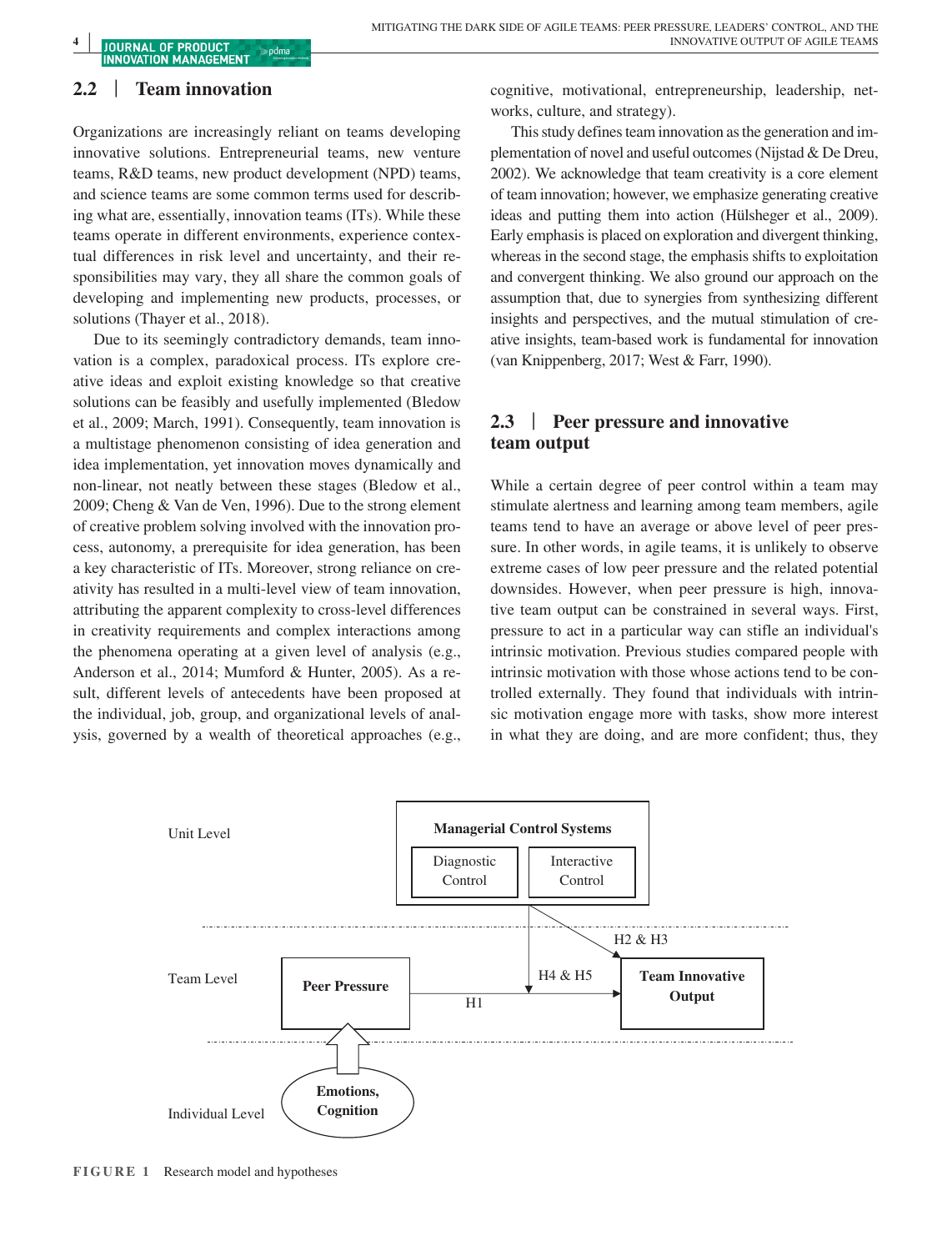## 2.2 | Team innovation

Organizations are increasingly reliant on teams developing innovative solutions. Entrepreneurial teams, new venture teams, R&D teams, new product development (NPD) teams, and science teams are some common terms used for describing what are, essentially, innovation teams (ITs). While these teams operate in different environments, experience contextual differences in risk level and uncertainty, and their responsibilities may vary, they all share the common goals of developing and implementing new products, processes, or solutions (Thayer et al., 2018).

Due to its seemingly contradictory demands, team innovation is a complex, paradoxical process. ITs explore creative ideas and exploit existing knowledge so that creative solutions can be feasibly and usefully implemented (Bledow et al., 2009; March, 1991). Consequently, team innovation is a multistage phenomenon consisting of idea generation and idea implementation, yet innovation moves dynamically and non-linear, not neatly between these stages (Bledow et al., 2009; Cheng & Van de Ven, 1996). Due to the strong element of creative problem solving involved with the innovation process, autonomy, a prerequisite for idea generation, has been a key characteristic of ITs. Moreover, strong reliance on creativity has resulted in a multi-level view of team innovation, attributing the apparent complexity to cross-level differences in creativity requirements and complex interactions among the phenomena operating at a given level of analysis (e.g., Anderson et al., 2014; Mumford & Hunter, 2005). As a result, different levels of antecedents have been proposed at the individual, job, group, and organizational levels of analysis, governed by a wealth of theoretical approaches (e.g., cognitive, motivational, entrepreneurship, leadership, networks, culture, and strategy).

This study defines team innovation as the generation and implementation of novel and useful outcomes (Nijstad & De Dreu, 2002). We acknowledge that team creativity is a core element of team innovation; however, we emphasize generating creative ideas and putting them into action (Hülsheger et al., 2009). Early emphasis is placed on exploration and divergent thinking, whereas in the second stage, the emphasis shifts to exploitation and convergent thinking. We also ground our approach on the assumption that, due to synergies from synthesizing different insights and perspectives, and the mutual stimulation of creative insights, team-based work is fundamental for innovation (van Knippenberg, 2017; West & Farr, 1990).

## 2.3 | Peer pressure and innovative team output

While a certain degree of peer control within a team may stimulate alertness and learning among team members, agile teams tend to have an average or above level of peer pressure. In other words, in agile teams, it is unlikely to observe extreme cases of low peer pressure and the related potential downsides. However, when peer pressure is high, innovative team output can be constrained in several ways. First, pressure to act in a particular way can stifle an individual's intrinsic motivation. Previous studies compared people with intrinsic motivation with those whose actions tend to be controlled externally. They found that individuals with intrinsic motivation engage more with tasks, show more interest in what they are doing, and are more confident; thus, they

Unit Level
Managerial Control Systems
Diagnostic Control
Interactive Control
H2 & H3
Team Level
Peer Pressure
H4 & H5
H1
Team Innovative Output
Individual Level
Emotions, Cognition

**FIGURE 1** Research model and hypotheses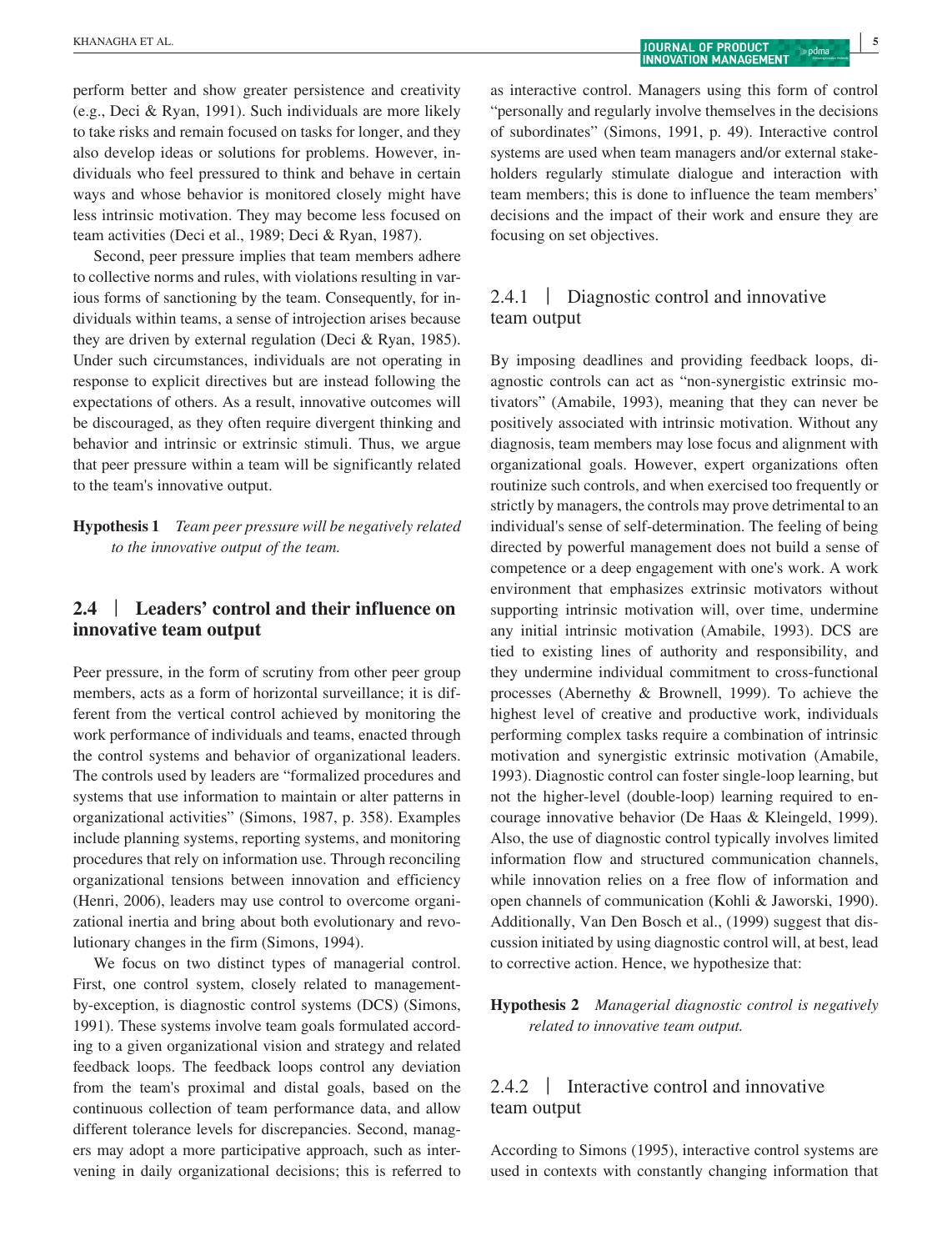perform better and show greater persistence and creativity (e.g., Deci & Ryan, 1991). Such individuals are more likely to take risks and remain focused on tasks for longer, and they also develop ideas or solutions for problems. However, individuals who feel pressured to think and behave in certain ways and whose behavior is monitored closely might have less intrinsic motivation. They may become less focused on team activities (Deci et al., 1989; Deci & Ryan, 1987).

Second, peer pressure implies that team members adhere to collective norms and rules, with violations resulting in various forms of sanctioning by the team. Consequently, for individuals within teams, a sense of introjection arises because they are driven by external regulation (Deci & Ryan, 1985). Under such circumstances, individuals are not operating in response to explicit directives but are instead following the expectations of others. As a result, innovative outcomes will be discouraged, as they often require divergent thinking and behavior and intrinsic or extrinsic stimuli. Thus, we argue that peer pressure within a team will be significantly related to the team's innovative output.

**Hypothesis 1** *Team peer pressure will be negatively related to the innovative output of the team.*

## 2.4 | Leaders' control and their influence on innovative team output

Peer pressure, in the form of scrutiny from other peer group members, acts as a form of horizontal surveillance; it is different from the vertical control achieved by monitoring the work performance of individuals and teams, enacted through the control systems and behavior of organizational leaders. The controls used by leaders are "formalized procedures and systems that use information to maintain or alter patterns in organizational activities" (Simons, 1987, p. 358). Examples include planning systems, reporting systems, and monitoring procedures that rely on information use. Through reconciling organizational tensions between innovation and efficiency (Henri, 2006), leaders may use control to overcome organizational inertia and bring about both evolutionary and revolutionary changes in the firm (Simons, 1994).

We focus on two distinct types of managerial control. First, one control system, closely related to management-by-exception, is diagnostic control systems (DCS) (Simons, 1991). These systems involve team goals formulated according to a given organizational vision and strategy and related feedback loops. The feedback loops control any deviation from the team's proximal and distal goals, based on the continuous collection of team performance data, and allow different tolerance levels for discrepancies. Second, managers may adopt a more participative approach, such as intervening in daily organizational decisions; this is referred to as interactive control. Managers using this form of control "personally and regularly involve themselves in the decisions of subordinates" (Simons, 1991, p. 49). Interactive control systems are used when team managers and/or external stakeholders regularly stimulate dialogue and interaction with team members; this is done to influence the team members' decisions and the impact of their work and ensure they are focusing on set objectives.

### 2.4.1 | Diagnostic control and innovative team output

By imposing deadlines and providing feedback loops, diagnostic controls can act as "non-synergistic extrinsic motivators" (Amabile, 1993), meaning that they can never be positively associated with intrinsic motivation. Without any diagnosis, team members may lose focus and alignment with organizational goals. However, expert organizations often routinize such controls, and when exercised too frequently or strictly by managers, the controls may prove detrimental to an individual's sense of self-determination. The feeling of being directed by powerful management does not build a sense of competence or a deep engagement with one's work. A work environment that emphasizes extrinsic motivators without supporting intrinsic motivation will, over time, undermine any initial intrinsic motivation (Amabile, 1993). DCS are tied to existing lines of authority and responsibility, and they undermine individual commitment to cross-functional processes (Abernethy & Brownell, 1999). To achieve the highest level of creative and productive work, individuals performing complex tasks require a combination of intrinsic motivation and synergistic extrinsic motivation (Amabile, 1993). Diagnostic control can foster single-loop learning, but not the higher-level (double-loop) learning required to encourage innovative behavior (De Haas & Kleingeld, 1999). Also, the use of diagnostic control typically involves limited information flow and structured communication channels, while innovation relies on a free flow of information and open channels of communication (Kohli & Jaworski, 1990). Additionally, Van Den Bosch et al., (1999) suggest that discussion initiated by using diagnostic control will, at best, lead to corrective action. Hence, we hypothesize that:

**Hypothesis 2** *Managerial diagnostic control is negatively related to innovative team output.*

### 2.4.2 | Interactive control and innovative team output

According to Simons (1995), interactive control systems are used in contexts with constantly changing information that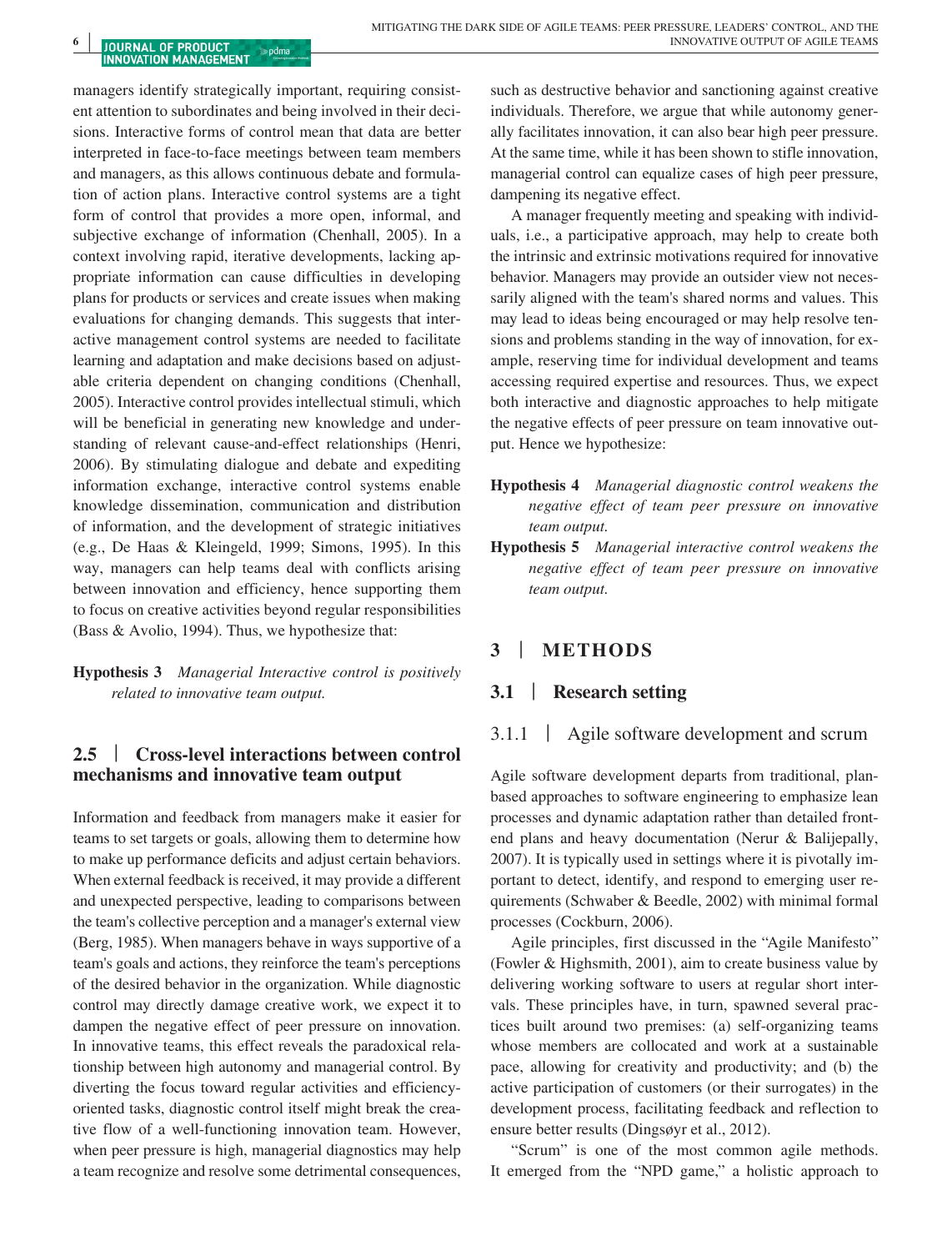managers identify strategically important, requiring consistent attention to subordinates and being involved in their decisions. Interactive forms of control mean that data are better interpreted in face-to-face meetings between team members and managers, as this allows continuous debate and formulation of action plans. Interactive control systems are a tight form of control that provides a more open, informal, and subjective exchange of information (Chenhall, 2005). In a context involving rapid, iterative developments, lacking appropriate information can cause difficulties in developing plans for products or services and create issues when making evaluations for changing demands. This suggests that interactive management control systems are needed to facilitate learning and adaptation and make decisions based on adjustable criteria dependent on changing conditions (Chenhall, 2005). Interactive control provides intellectual stimuli, which will be beneficial in generating new knowledge and understanding of relevant cause-and-effect relationships (Henri, 2006). By stimulating dialogue and debate and expediting information exchange, interactive control systems enable knowledge dissemination, communication and distribution of information, and the development of strategic initiatives (e.g., De Haas & Kleingeld, 1999; Simons, 1995). In this way, managers can help teams deal with conflicts arising between innovation and efficiency, hence supporting them to focus on creative activities beyond regular responsibilities (Bass & Avolio, 1994). Thus, we hypothesize that:

**Hypothesis 3** *Managerial Interactive control is positively related to innovative team output.*

## 2.5 | Cross-level interactions between control mechanisms and innovative team output

Information and feedback from managers make it easier for teams to set targets or goals, allowing them to determine how to make up performance deficits and adjust certain behaviors. When external feedback is received, it may provide a different and unexpected perspective, leading to comparisons between the team's collective perception and a manager's external view (Berg, 1985). When managers behave in ways supportive of a team's goals and actions, they reinforce the team's perceptions of the desired behavior in the organization. While diagnostic control may directly damage creative work, we expect it to dampen the negative effect of peer pressure on innovation. In innovative teams, this effect reveals the paradoxical relationship between high autonomy and managerial control. By diverting the focus toward regular activities and efficiency-oriented tasks, diagnostic control itself might break the creative flow of a well-functioning innovation team. However, when peer pressure is high, managerial diagnostics may help a team recognize and resolve some detrimental consequences, such as destructive behavior and sanctioning against creative individuals. Therefore, we argue that while autonomy generally facilitates innovation, it can also bear high peer pressure. At the same time, while it has been shown to stifle innovation, managerial control can equalize cases of high peer pressure, dampening its negative effect.

A manager frequently meeting and speaking with individuals, i.e., a participative approach, may help to create both the intrinsic and extrinsic motivations required for innovative behavior. Managers may provide an outsider view not necessarily aligned with the team's shared norms and values. This may lead to ideas being encouraged or may help resolve tensions and problems standing in the way of innovation, for example, reserving time for individual development and teams accessing required expertise and resources. Thus, we expect both interactive and diagnostic approaches to help mitigate the negative effects of peer pressure on team innovative output. Hence we hypothesize:

**Hypothesis 4** *Managerial diagnostic control weakens the negative effect of team peer pressure on innovative team output.*

**Hypothesis 5** *Managerial interactive control weakens the negative effect of team peer pressure on innovative team output.*

# 3 | METHODS

## 3.1 | Research setting

### 3.1.1 | Agile software development and scrum

Agile software development departs from traditional, plan-based approaches to software engineering to emphasize lean processes and dynamic adaptation rather than detailed front-end plans and heavy documentation (Nerur & Balijepally, 2007). It is typically used in settings where it is pivotally important to detect, identify, and respond to emerging user requirements (Schwaber & Beedle, 2002) with minimal formal processes (Cockburn, 2006).

Agile principles, first discussed in the "Agile Manifesto" (Fowler & Highsmith, 2001), aim to create business value by delivering working software to users at regular short intervals. These principles have, in turn, spawned several practices built around two premises: (a) self-organizing teams whose members are collocated and work at a sustainable pace, allowing for creativity and productivity; and (b) the active participation of customers (or their surrogates) in the development process, facilitating feedback and reflection to ensure better results (Dingsøyr et al., 2012).

"Scrum" is one of the most common agile methods. It emerged from the "NPD game," a holistic approach to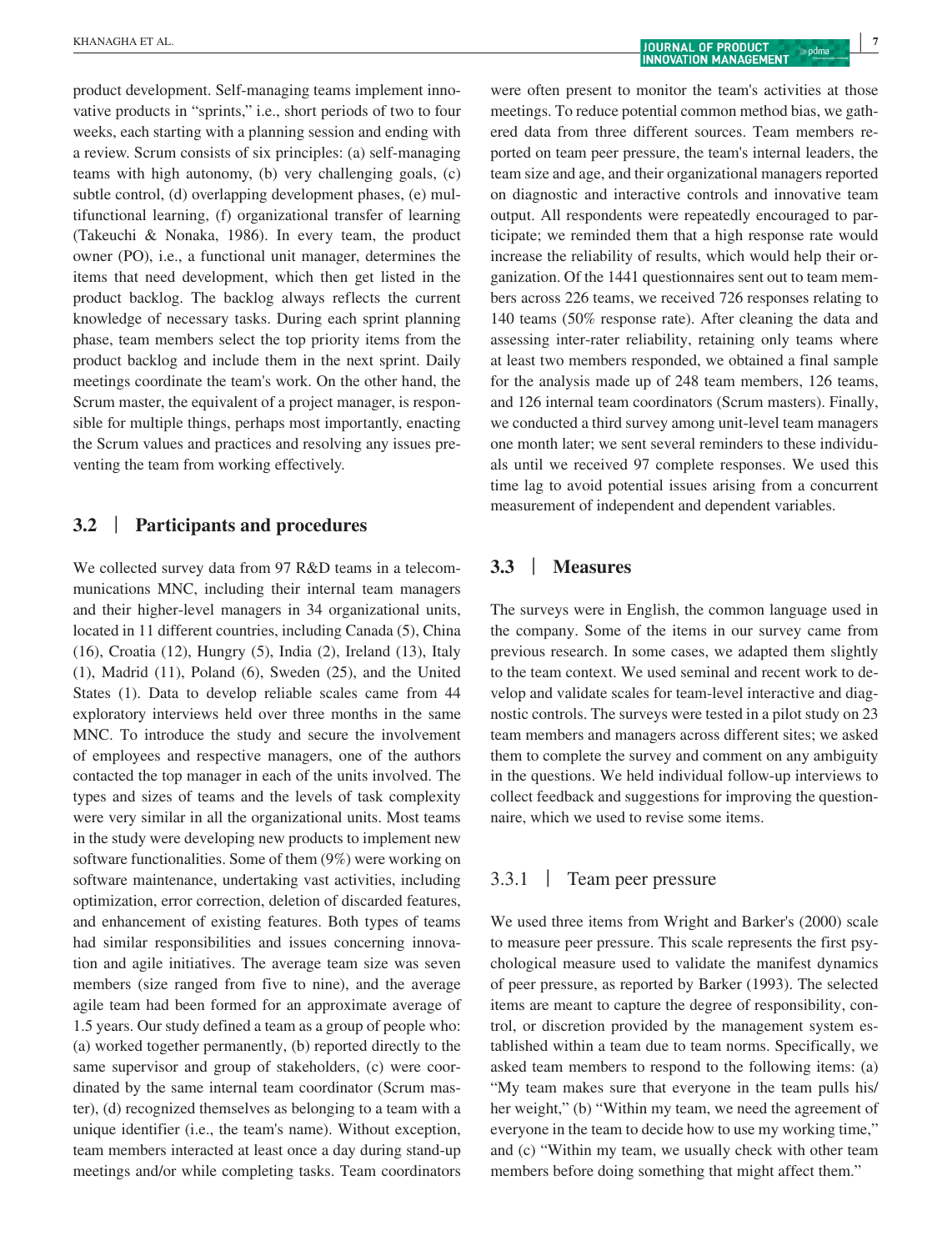product development. Self-managing teams implement innovative products in "sprints," i.e., short periods of two to four weeks, each starting with a planning session and ending with a review. Scrum consists of six principles: (a) self-managing teams with high autonomy, (b) very challenging goals, (c) subtle control, (d) overlapping development phases, (e) multifunctional learning, (f) organizational transfer of learning (Takeuchi & Nonaka, 1986). In every team, the product owner (PO), i.e., a functional unit manager, determines the items that need development, which then get listed in the product backlog. The backlog always reflects the current knowledge of necessary tasks. During each sprint planning phase, team members select the top priority items from the product backlog and include them in the next sprint. Daily meetings coordinate the team's work. On the other hand, the Scrum master, the equivalent of a project manager, is responsible for multiple things, perhaps most importantly, enacting the Scrum values and practices and resolving any issues preventing the team from working effectively.

## 3.2 | Participants and procedures

We collected survey data from 97 R&D teams in a telecommunications MNC, including their internal team managers and their higher-level managers in 34 organizational units, located in 11 different countries, including Canada (5), China (16), Croatia (12), Hungry (5), India (2), Ireland (13), Italy (1), Madrid (11), Poland (6), Sweden (25), and the United States (1). Data to develop reliable scales came from 44 exploratory interviews held over three months in the same MNC. To introduce the study and secure the involvement of employees and respective managers, one of the authors contacted the top manager in each of the units involved. The types and sizes of teams and the levels of task complexity were very similar in all the organizational units. Most teams in the study were developing new products to implement new software functionalities. Some of them (9%) were working on software maintenance, undertaking vast activities, including optimization, error correction, deletion of discarded features, and enhancement of existing features. Both types of teams had similar responsibilities and issues concerning innovation and agile initiatives. The average team size was seven members (size ranged from five to nine), and the average agile team had been formed for an approximate average of 1.5 years. Our study defined a team as a group of people who: (a) worked together permanently, (b) reported directly to the same supervisor and group of stakeholders, (c) were coordinated by the same internal team coordinator (Scrum master), (d) recognized themselves as belonging to a team with a unique identifier (i.e., the team's name). Without exception, team members interacted at least once a day during stand-up meetings and/or while completing tasks. Team coordinators were often present to monitor the team's activities at those meetings. To reduce potential common method bias, we gathered data from three different sources. Team members reported on team peer pressure, the team's internal leaders, the team size and age, and their organizational managers reported on diagnostic and interactive controls and innovative team output. All respondents were repeatedly encouraged to participate; we reminded them that a high response rate would increase the reliability of results, which would help their organization. Of the 1441 questionnaires sent out to team members across 226 teams, we received 726 responses relating to 140 teams (50% response rate). After cleaning the data and assessing inter-rater reliability, retaining only teams where at least two members responded, we obtained a final sample for the analysis made up of 248 team members, 126 teams, and 126 internal team coordinators (Scrum masters). Finally, we conducted a third survey among unit-level team managers one month later; we sent several reminders to these individuals until we received 97 complete responses. We used this time lag to avoid potential issues arising from a concurrent measurement of independent and dependent variables.

## 3.3 | Measures

The surveys were in English, the common language used in the company. Some of the items in our survey came from previous research. In some cases, we adapted them slightly to the team context. We used seminal and recent work to develop and validate scales for team-level interactive and diagnostic controls. The surveys were tested in a pilot study on 23 team members and managers across different sites; we asked them to complete the survey and comment on any ambiguity in the questions. We held individual follow-up interviews to collect feedback and suggestions for improving the questionnaire, which we used to revise some items.

### 3.3.1 | Team peer pressure

We used three items from Wright and Barker's (2000) scale to measure peer pressure. This scale represents the first psychological measure used to validate the manifest dynamics of peer pressure, as reported by Barker (1993). The selected items are meant to capture the degree of responsibility, control, or discretion provided by the management system established within a team due to team norms. Specifically, we asked team members to respond to the following items: (a) "My team makes sure that everyone in the team pulls his/her weight," (b) "Within my team, we need the agreement of everyone in the team to decide how to use my working time," and (c) "Within my team, we usually check with other team members before doing something that might affect them."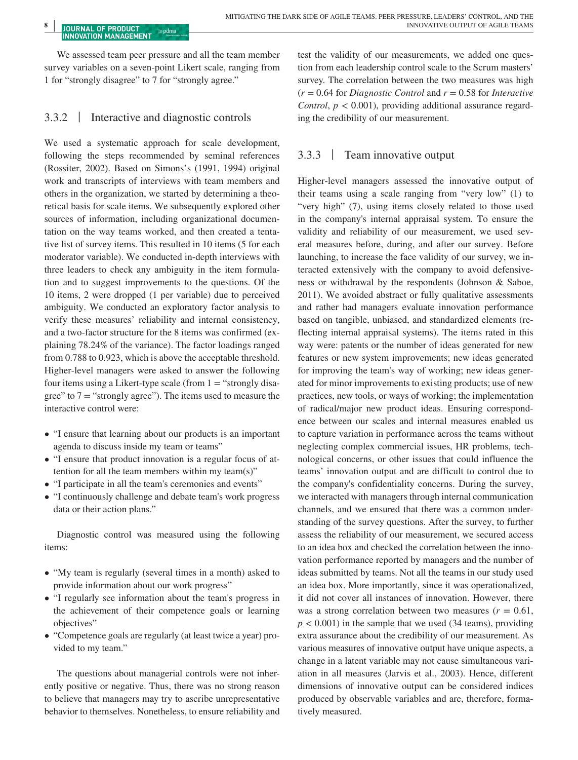We assessed team peer pressure and all the team member survey variables on a seven-point Likert scale, ranging from 1 for "strongly disagree" to 7 for "strongly agree."

### 3.3.2 | Interactive and diagnostic controls

We used a systematic approach for scale development, following the steps recommended by seminal references (Rossiter, 2002). Based on Simons's (1991, 1994) original work and transcripts of interviews with team members and others in the organization, we started by determining a theoretical basis for scale items. We subsequently explored other sources of information, including organizational documentation on the way teams worked, and then created a tentative list of survey items. This resulted in 10 items (5 for each moderator variable). We conducted in-depth interviews with three leaders to check any ambiguity in the item formulation and to suggest improvements to the questions. Of the 10 items, 2 were dropped (1 per variable) due to perceived ambiguity. We conducted an exploratory factor analysis to verify these measures' reliability and internal consistency, and a two-factor structure for the 8 items was confirmed (explaining 78.24% of the variance). The factor loadings ranged from 0.788 to 0.923, which is above the acceptable threshold. Higher-level managers were asked to answer the following four items using a Likert-type scale (from 1 = "strongly disagree" to 7 = "strongly agree"). The items used to measure the interactive control were:

- "I ensure that learning about our products is an important agenda to discuss inside my team or teams"
- "I ensure that product innovation is a regular focus of attention for all the team members within my team(s)"
- "I participate in all the team's ceremonies and events"
- "I continuously challenge and debate team's work progress data or their action plans."

Diagnostic control was measured using the following items:

- "My team is regularly (several times in a month) asked to provide information about our work progress"
- "I regularly see information about the team's progress in the achievement of their competence goals or learning objectives"
- "Competence goals are regularly (at least twice a year) provided to my team."

The questions about managerial controls were not inherently positive or negative. Thus, there was no strong reason to believe that managers may try to ascribe unrepresentative behavior to themselves. Nonetheless, to ensure reliability and test the validity of our measurements, we added one question from each leadership control scale to the Scrum masters' survey. The correlation between the two measures was high ($r = 0.64$ for *Diagnostic Control* and $r = 0.58$ for *Interactive Control*, $p < 0.001$), providing additional assurance regarding the credibility of our measurement.

### 3.3.3 | Team innovative output

Higher-level managers assessed the innovative output of their teams using a scale ranging from "very low" (1) to "very high" (7), using items closely related to those used in the company's internal appraisal system. To ensure the validity and reliability of our measurement, we used several measures before, during, and after our survey. Before launching, to increase the face validity of our survey, we interacted extensively with the company to avoid defensiveness or withdrawal by the respondents (Johnson & Saboe, 2011). We avoided abstract or fully qualitative assessments and rather had managers evaluate innovation performance based on tangible, unbiased, and standardized elements (reflecting internal appraisal systems). The items rated in this way were: patents or the number of ideas generated for new features or new system improvements; new ideas generated for improving the team's way of working; new ideas generated for minor improvements to existing products; use of new practices, new tools, or ways of working; the implementation of radical/major new product ideas. Ensuring correspondence between our scales and internal measures enabled us to capture variation in performance across the teams without neglecting complex commercial issues, HR problems, technological concerns, or other issues that could influence the teams' innovation output and are difficult to control due to the company's confidentiality concerns. During the survey, we interacted with managers through internal communication channels, and we ensured that there was a common understanding of the survey questions. After the survey, to further assess the reliability of our measurement, we secured access to an idea box and checked the correlation between the innovation performance reported by managers and the number of ideas submitted by teams. Not all the teams in our study used an idea box. More importantly, since it was operationalized, it did not cover all instances of innovation. However, there was a strong correlation between two measures ($r = 0.61$, $p < 0.001$) in the sample that we used (34 teams), providing extra assurance about the credibility of our measurement. As various measures of innovative output have unique aspects, a change in a latent variable may not cause simultaneous variation in all measures (Jarvis et al., 2003). Hence, different dimensions of innovative output can be considered indices produced by observable variables and are, therefore, formatively measured.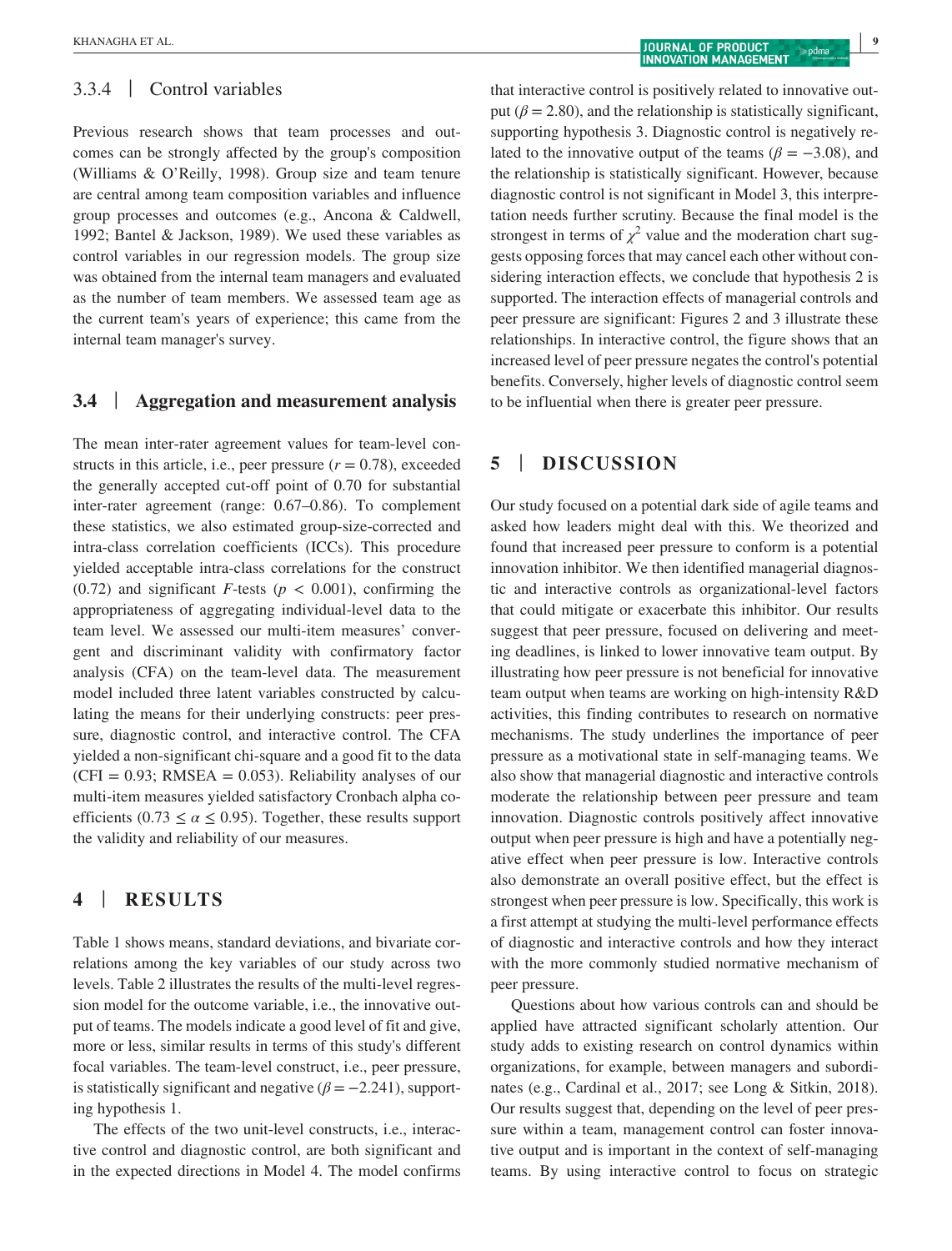### 3.3.4 | Control variables

Previous research shows that team processes and outcomes can be strongly affected by the group's composition (Williams & O'Reilly, 1998). Group size and team tenure are central among team composition variables and influence group processes and outcomes (e.g., Ancona & Caldwell, 1992; Bantel & Jackson, 1989). We used these variables as control variables in our regression models. The group size was obtained from the internal team managers and evaluated as the number of team members. We assessed team age as the current team's years of experience; this came from the internal team manager's survey.

## 3.4 | Aggregation and measurement analysis

The mean inter-rater agreement values for team-level constructs in this article, i.e., peer pressure ($r = 0.78$), exceeded the generally accepted cut-off point of 0.70 for substantial inter-rater agreement (range: 0.67–0.86). To complement these statistics, we also estimated group-size-corrected and intra-class correlation coefficients (ICCs). This procedure yielded acceptable intra-class correlations for the construct (0.72) and significant $F$-tests ($p < 0.001$), confirming the appropriateness of aggregating individual-level data to the team level. We assessed our multi-item measures' convergent and discriminant validity with confirmatory factor analysis (CFA) on the team-level data. The measurement model included three latent variables constructed by calculating the means for their underlying constructs: peer pressure, diagnostic control, and interactive control. The CFA yielded a non-significant chi-square and a good fit to the data (CFI = 0.93; RMSEA = 0.053). Reliability analyses of our multi-item measures yielded satisfactory Cronbach alpha coefficients ($0.73 \leq \alpha \leq 0.95$). Together, these results support the validity and reliability of our measures.

# 4 | RESULTS

Table 1 shows means, standard deviations, and bivariate correlations among the key variables of our study across two levels. Table 2 illustrates the results of the multi-level regression model for the outcome variable, i.e., the innovative output of teams. The models indicate a good level of fit and give, more or less, similar results in terms of this study's different focal variables. The team-level construct, i.e., peer pressure, is statistically significant and negative ($\beta = -2.241$), supporting hypothesis 1.

The effects of the two unit-level constructs, i.e., interactive control and diagnostic control, are both significant and in the expected directions in Model 4. The model confirms that interactive control is positively related to innovative output ($\beta = 2.80$), and the relationship is statistically significant, supporting hypothesis 3. Diagnostic control is negatively related to the innovative output of the teams ($\beta = -3.08$), and the relationship is statistically significant. However, because diagnostic control is not significant in Model 3, this interpretation needs further scrutiny. Because the final model is the strongest in terms of $\chi^2$ value and the moderation chart suggests opposing forces that may cancel each other without considering interaction effects, we conclude that hypothesis 2 is supported. The interaction effects of managerial controls and peer pressure are significant: Figures 2 and 3 illustrate these relationships. In interactive control, the figure shows that an increased level of peer pressure negates the control's potential benefits. Conversely, higher levels of diagnostic control seem to be influential when there is greater peer pressure.

# 5 | DISCUSSION

Our study focused on a potential dark side of agile teams and asked how leaders might deal with this. We theorized and found that increased peer pressure to conform is a potential innovation inhibitor. We then identified managerial diagnostic and interactive controls as organizational-level factors that could mitigate or exacerbate this inhibitor. Our results suggest that peer pressure, focused on delivering and meeting deadlines, is linked to lower innovative team output. By illustrating how peer pressure is not beneficial for innovative team output when teams are working on high-intensity R&D activities, this finding contributes to research on normative mechanisms. The study underlines the importance of peer pressure as a motivational state in self-managing teams. We also show that managerial diagnostic and interactive controls moderate the relationship between peer pressure and team innovation. Diagnostic controls positively affect innovative output when peer pressure is high and have a potentially negative effect when peer pressure is low. Interactive controls also demonstrate an overall positive effect, but the effect is strongest when peer pressure is low. Specifically, this work is a first attempt at studying the multi-level performance effects of diagnostic and interactive controls and how they interact with the more commonly studied normative mechanism of peer pressure.

Questions about how various controls can and should be applied have attracted significant scholarly attention. Our study adds to existing research on control dynamics within organizations, for example, between managers and subordinates (e.g., Cardinal et al., 2017; see Long & Sitkin, 2018). Our results suggest that, depending on the level of peer pressure within a team, management control can foster innovative output and is important in the context of self-managing teams. By using interactive control to focus on strategic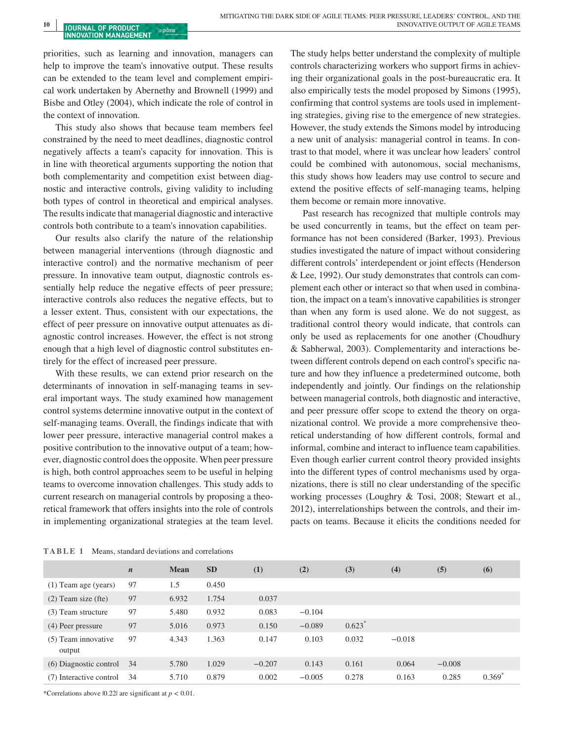priorities, such as learning and innovation, managers can help to improve the team's innovative output. These results can be extended to the team level and complement empirical work undertaken by Abernethy and Brownell (1999) and Bisbe and Otley (2004), which indicate the role of control in the context of innovation.

This study also shows that because team members feel constrained by the need to meet deadlines, diagnostic control negatively affects a team's capacity for innovation. This is in line with theoretical arguments supporting the notion that both complementarity and competition exist between diagnostic and interactive controls, giving validity to including both types of control in theoretical and empirical analyses. The results indicate that managerial diagnostic and interactive controls both contribute to a team's innovation capabilities.

Our results also clarify the nature of the relationship between managerial interventions (through diagnostic and interactive control) and the normative mechanism of peer pressure. In innovative team output, diagnostic controls essentially help reduce the negative effects of peer pressure; interactive controls also reduces the negative effects, but to a lesser extent. Thus, consistent with our expectations, the effect of peer pressure on innovative output attenuates as diagnostic control increases. However, the effect is not strong enough that a high level of diagnostic control substitutes entirely for the effect of increased peer pressure.

With these results, we can extend prior research on the determinants of innovation in self-managing teams in several important ways. The study examined how management control systems determine innovative output in the context of self-managing teams. Overall, the findings indicate that with lower peer pressure, interactive managerial control makes a positive contribution to the innovative output of a team; however, diagnostic control does the opposite. When peer pressure is high, both control approaches seem to be useful in helping teams to overcome innovation challenges. This study adds to current research on managerial controls by proposing a theoretical framework that offers insights into the role of controls in implementing organizational strategies at the team level. The study helps better understand the complexity of multiple controls characterizing workers who support firms in achieving their organizational goals in the post-bureaucratic era. It also empirically tests the model proposed by Simons (1995), confirming that control systems are tools used in implementing strategies, giving rise to the emergence of new strategies. However, the study extends the Simons model by introducing a new unit of analysis: managerial control in teams. In contrast to that model, where it was unclear how leaders' control could be combined with autonomous, social mechanisms, this study shows how leaders may use control to secure and extend the positive effects of self-managing teams, helping them become or remain more innovative.

Past research has recognized that multiple controls may be used concurrently in teams, but the effect on team performance has not been considered (Barker, 1993). Previous studies investigated the nature of impact without considering different controls' interdependent or joint effects (Henderson & Lee, 1992). Our study demonstrates that controls can complement each other or interact so that when used in combination, the impact on a team's innovative capabilities is stronger than when any form is used alone. We do not suggest, as traditional control theory would indicate, that controls can only be used as replacements for one another (Choudhury & Sabherwal, 2003). Complementarity and interactions between different controls depend on each control's specific nature and how they influence a predetermined outcome, both independently and jointly. Our findings on the relationship between managerial controls, both diagnostic and interactive, and peer pressure offer scope to extend the theory on organizational control. We provide a more comprehensive theoretical understanding of how different controls, formal and informal, combine and interact to influence team capabilities. Even though earlier current control theory provided insights into the different types of control mechanisms used by organizations, there is still no clear understanding of the specific working processes (Loughry & Tosi, 2008; Stewart et al., 2012), interrelationships between the controls, and their impacts on teams. Because it elicits the conditions needed for

**TABLE 1** Means, standard deviations and correlations

| | *n* | Mean | SD | (1) | (2) | (3) | (4) | (5) | (6) |
|---|---|---|---|---|---|---|---|---|---|
| (1) Team age (years) | 97 | 1.5 | 0.450 | | | | | | |
| (2) Team size (fte) | 97 | 6.932 | 1.754 | 0.037 | | | | | |
| (3) Team structure | 97 | 5.480 | 0.932 | 0.083 | −0.104 | | | | |
| (4) Peer pressure | 97 | 5.016 | 0.973 | 0.150 | −0.089 | 0.623* | | | |
| (5) Team innovative output | 97 | 4.343 | 1.363 | 0.147 | 0.103 | 0.032 | −0.018 | | |
| (6) Diagnostic control | 34 | 5.780 | 1.029 | −0.207 | 0.143 | 0.161 | 0.064 | −0.008 | |
| (7) Interactive control | 34 | 5.710 | 0.879 | 0.002 | −0.005 | 0.278 | 0.163 | 0.285 | 0.369* |

*Correlations above |0.22| are significant at $p < 0.01$.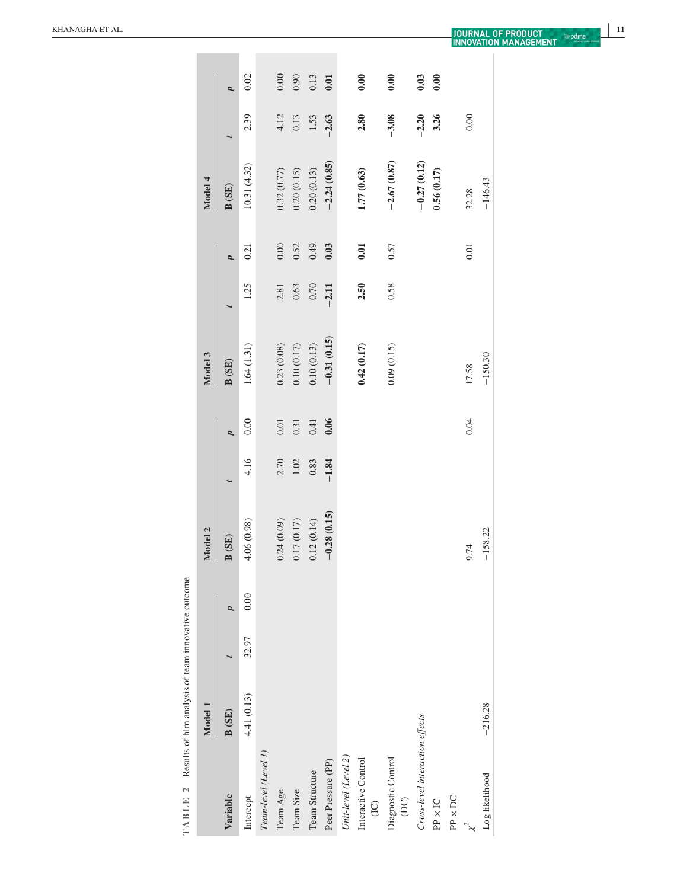**TABLE 2** Results of hlm analysis of team innovative outcome

| Variable | Model 1 | | | Model 2 | | | Model 3 | | | Model 4 | | |
|---|---|---|---|---|---|---|---|---|---|---|---|---|
| | B (SE) | $t$ | $p$ | B (SE) | $t$ | $p$ | B (SE) | $t$ | $p$ | B (SE) | $t$ | $p$ |
| Intercept | 4.41 (0.13) | 32.97 | 0.00 | 4.06 (0.98) | 4.16 | 0.00 | 1.64 (1.31) | 1.25 | 0.21 | 10.31 (4.32) | 2.39 | 0.02 |
| *Team-level (Level 1)* | | | | | | | | | | | | |
| Team Age | | | | 0.24 (0.09) | 2.70 | 0.01 | 0.23 (0.08) | 2.81 | 0.00 | 0.32 (0.77) | 4.12 | 0.00 |
| Team Size | | | | 0.17 (0.17) | 1.02 | 0.31 | 0.10 (0.17) | 0.63 | 0.52 | 0.20 (0.15) | 0.13 | 0.90 |
| Team Structure | | | | 0.12 (0.14) | 0.83 | 0.41 | 0.10 (0.13) | 0.70 | 0.49 | 0.20 (0.13) | 1.53 | 0.13 |
| Peer Pressure (PP) | | | | **−0.28 (0.15)** | **−1.84** | **0.06** | **−0.31 (0.15)** | **−2.11** | **0.03** | **−2.24 (0.85)** | **−2.63** | **0.01** |
| *Unit-level (Level 2)* | | | | | | | | | | | | |
| Interactive Control (IC) | | | | | | | **0.42 (0.17)** | **2.50** | **0.01** | **1.77 (0.63)** | **2.80** | **0.00** |
| Diagnostic Control (DC) | | | | | | | 0.09 (0.15) | 0.58 | 0.57 | **−2.67 (0.87)** | **−3.08** | **0.00** |
| *Cross-level interaction effects* | | | | | | | | | | | | |
| PP × IC | | | | | | | | | | **−0.27 (0.12)** | **−2.20** | **0.03** |
| PP × DC | | | | | | | | | | **0.56 (0.17)** | **3.26** | **0.00** |
| $\chi^2$ | | | | 9.74 | | 0.04 | 17.58 | | 0.01 | 32.28 | | 0.00 |
| Log likelihood | −216.28 | | | −158.22 | | | −150.30 | | | −146.43 | | |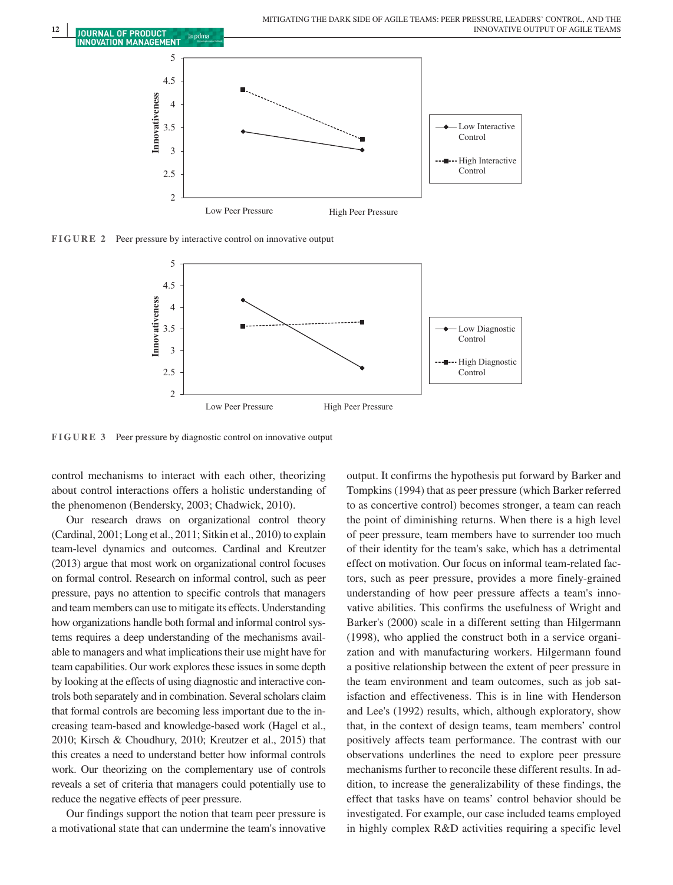5
4.5
4
3.5
3
2.5
2

Innovativeness

Low Peer Pressure
High Peer Pressure

Low Interactive Control
High Interactive Control

**FIGURE 2** Peer pressure by interactive control on innovative output

5
4.5
4
3.5
3
2.5
2

Innovativeness

Low Peer Pressure
High Peer Pressure

Low Diagnostic Control
High Diagnostic Control

**FIGURE 3** Peer pressure by diagnostic control on innovative output

control mechanisms to interact with each other, theorizing about control interactions offers a holistic understanding of the phenomenon (Bendersky, 2003; Chadwick, 2010).

Our research draws on organizational control theory (Cardinal, 2001; Long et al., 2011; Sitkin et al., 2010) to explain team-level dynamics and outcomes. Cardinal and Kreutzer (2013) argue that most work on organizational control focuses on formal control. Research on informal control, such as peer pressure, pays no attention to specific controls that managers and team members can use to mitigate its effects. Understanding how organizations handle both formal and informal control systems requires a deep understanding of the mechanisms available to managers and what implications their use might have for team capabilities. Our work explores these issues in some depth by looking at the effects of using diagnostic and interactive controls both separately and in combination. Several scholars claim that formal controls are becoming less important due to the increasing team-based and knowledge-based work (Hagel et al., 2010; Kirsch & Choudhury, 2010; Kreutzer et al., 2015) that this creates a need to understand better how informal controls work. Our theorizing on the complementary use of controls reveals a set of criteria that managers could potentially use to reduce the negative effects of peer pressure.

Our findings support the notion that team peer pressure is a motivational state that can undermine the team's innovative output. It confirms the hypothesis put forward by Barker and Tompkins (1994) that as peer pressure (which Barker referred to as concertive control) becomes stronger, a team can reach the point of diminishing returns. When there is a high level of peer pressure, team members have to surrender too much of their identity for the team's sake, which has a detrimental effect on motivation. Our focus on informal team-related factors, such as peer pressure, provides a more finely-grained understanding of how peer pressure affects a team's innovative abilities. This confirms the usefulness of Wright and Barker's (2000) scale in a different setting than Hilgermann (1998), who applied the construct both in a service organization and with manufacturing workers. Hilgermann found a positive relationship between the extent of peer pressure in the team environment and team outcomes, such as job satisfaction and effectiveness. This is in line with Henderson and Lee's (1992) results, which, although exploratory, show that, in the context of design teams, team members' control positively affects team performance. The contrast with our observations underlines the need to explore peer pressure mechanisms further to reconcile these different results. In addition, to increase the generalizability of these findings, the effect that tasks have on teams' control behavior should be investigated. For example, our case included teams employed in highly complex R&D activities requiring a specific level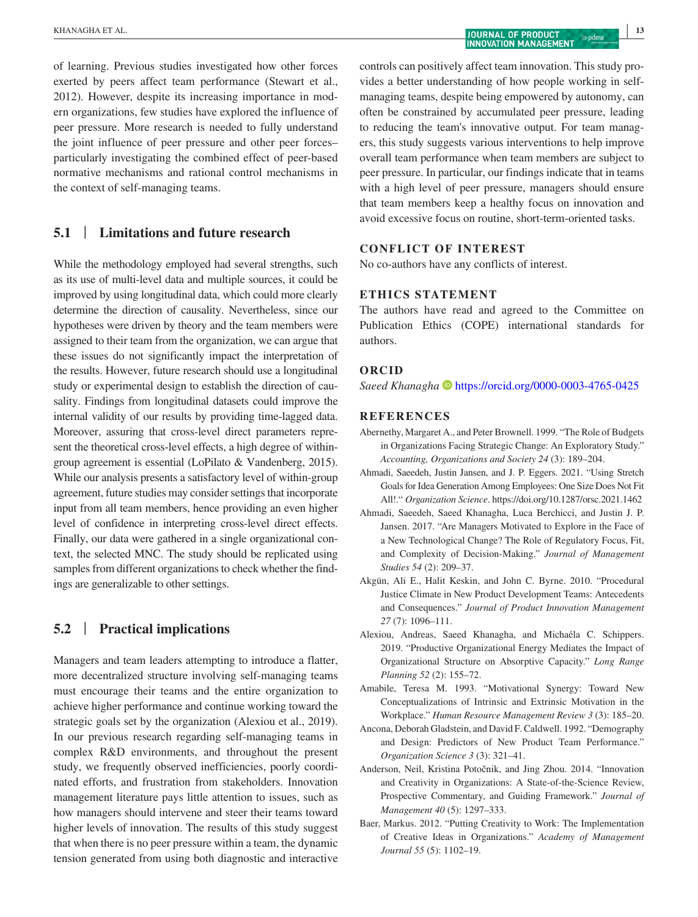of learning. Previous studies investigated how other forces exerted by peers affect team performance (Stewart et al., 2012). However, despite its increasing importance in modern organizations, few studies have explored the influence of peer pressure. More research is needed to fully understand the joint influence of peer pressure and other peer forces–particularly investigating the combined effect of peer-based normative mechanisms and rational control mechanisms in the context of self-managing teams.

## 5.1 | Limitations and future research

While the methodology employed had several strengths, such as its use of multi-level data and multiple sources, it could be improved by using longitudinal data, which could more clearly determine the direction of causality. Nevertheless, since our hypotheses were driven by theory and the team members were assigned to their team from the organization, we can argue that these issues do not significantly impact the interpretation of the results. However, future research should use a longitudinal study or experimental design to establish the direction of causality. Findings from longitudinal datasets could improve the internal validity of our results by providing time-lagged data. Moreover, assuring that cross-level direct parameters represent the theoretical cross-level effects, a high degree of within-group agreement is essential (LoPilato & Vandenberg, 2015). While our analysis presents a satisfactory level of within-group agreement, future studies may consider settings that incorporate input from all team members, hence providing an even higher level of confidence in interpreting cross-level direct effects. Finally, our data were gathered in a single organizational context, the selected MNC. The study should be replicated using samples from different organizations to check whether the findings are generalizable to other settings.

## 5.2 | Practical implications

Managers and team leaders attempting to introduce a flatter, more decentralized structure involving self-managing teams must encourage their teams and the entire organization to achieve higher performance and continue working toward the strategic goals set by the organization (Alexiou et al., 2019). In our previous research regarding self-managing teams in complex R&D environments, and throughout the present study, we frequently observed inefficiencies, poorly coordinated efforts, and frustration from stakeholders. Innovation management literature pays little attention to issues, such as how managers should intervene and steer their teams toward higher levels of innovation. The results of this study suggest that when there is no peer pressure within a team, the dynamic tension generated from using both diagnostic and interactive controls can positively affect team innovation. This study provides a better understanding of how people working in self-managing teams, despite being empowered by autonomy, can often be constrained by accumulated peer pressure, leading to reducing the team's innovative output. For team managers, this study suggests various interventions to help improve overall team performance when team members are subject to peer pressure. In particular, our findings indicate that in teams with a high level of peer pressure, managers should ensure that team members keep a healthy focus on innovation and avoid excessive focus on routine, short-term-oriented tasks.

## CONFLICT OF INTEREST

No co-authors have any conflicts of interest.

## ETHICS STATEMENT

The authors have read and agreed to the Committee on Publication Ethics (COPE) international standards for authors.

## ORCID

*Saeed Khanagha* https://orcid.org/0000-0003-4765-0425

## REFERENCES

Abernethy, Margaret A., and Peter Brownell. 1999. "The Role of Budgets in Organizations Facing Strategic Change: An Exploratory Study." *Accounting, Organizations and Society 24* (3): 189–204.

Ahmadi, Saeedeh, Justin Jansen, and J. P. Eggers. 2021. "Using Stretch Goals for Idea Generation Among Employees: One Size Does Not Fit All!." *Organization Science*. https://doi.org/10.1287/orsc.2021.1462

Ahmadi, Saeedeh, Saeed Khanagha, Luca Berchicci, and Justin J. P. Jansen. 2017. "Are Managers Motivated to Explore in the Face of a New Technological Change? The Role of Regulatory Focus, Fit, and Complexity of Decision-Making." *Journal of Management Studies 54* (2): 209–37.

Akgün, Ali E., Halit Keskin, and John C. Byrne. 2010. "Procedural Justice Climate in New Product Development Teams: Antecedents and Consequences." *Journal of Product Innovation Management 27* (7): 1096–111.

Alexiou, Andreas, Saeed Khanagha, and Michaéla C. Schippers. 2019. "Productive Organizational Energy Mediates the Impact of Organizational Structure on Absorptive Capacity." *Long Range Planning 52* (2): 155–72.

Amabile, Teresa M. 1993. "Motivational Synergy: Toward New Conceptualizations of Intrinsic and Extrinsic Motivation in the Workplace." *Human Resource Management Review 3* (3): 185–20.

Ancona, Deborah Gladstein, and David F. Caldwell. 1992. "Demography and Design: Predictors of New Product Team Performance." *Organization Science 3* (3): 321–41.

Anderson, Neil, Kristina Potočnik, and Jing Zhou. 2014. "Innovation and Creativity in Organizations: A State-of-the-Science Review, Prospective Commentary, and Guiding Framework." *Journal of Management 40* (5): 1297–333.

Baer, Markus. 2012. "Putting Creativity to Work: The Implementation of Creative Ideas in Organizations." *Academy of Management Journal 55* (5): 1102–19.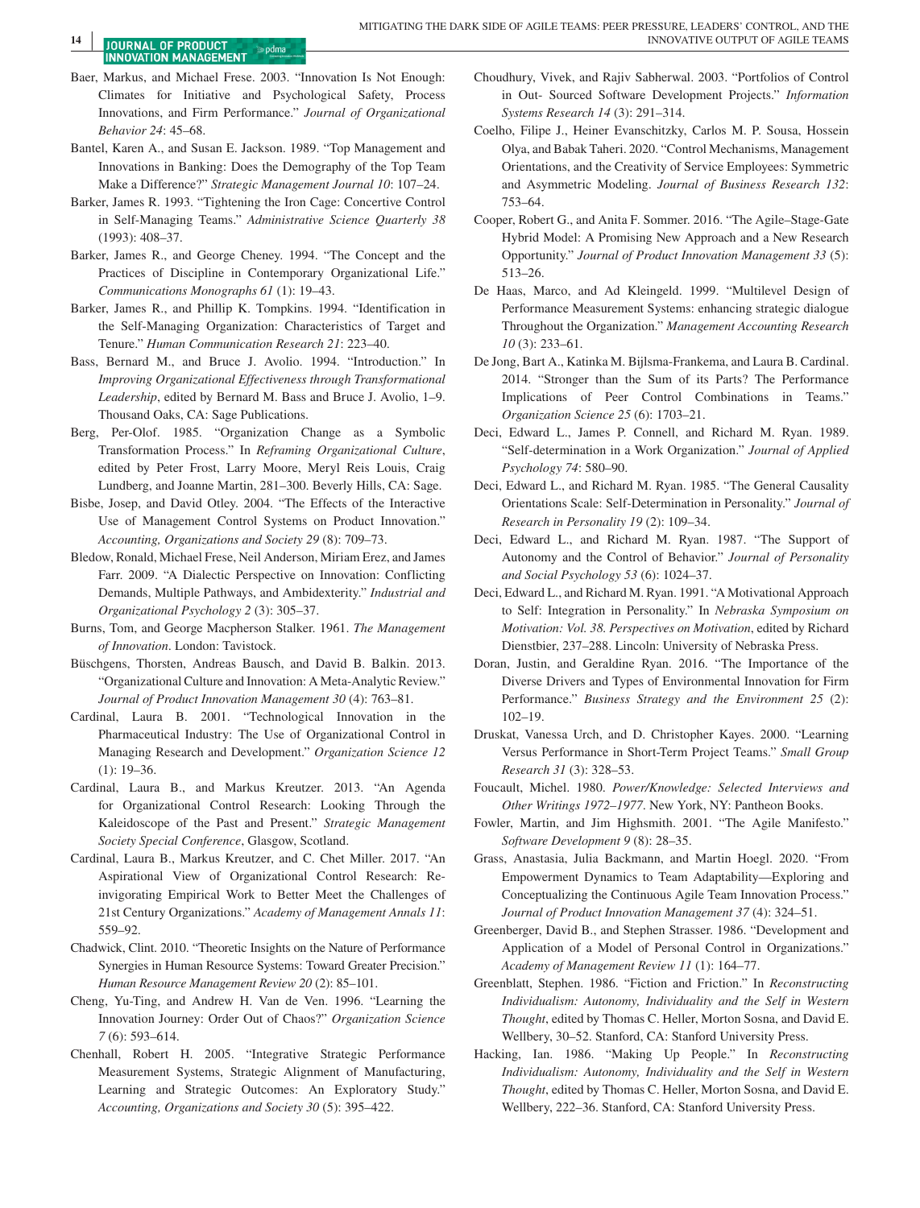Baer, Markus, and Michael Frese. 2003. "Innovation Is Not Enough: Climates for Initiative and Psychological Safety, Process Innovations, and Firm Performance." *Journal of Organizational Behavior 24*: 45–68.

Bantel, Karen A., and Susan E. Jackson. 1989. "Top Management and Innovations in Banking: Does the Demography of the Top Team Make a Difference?" *Strategic Management Journal 10*: 107–24.

Barker, James R. 1993. "Tightening the Iron Cage: Concertive Control in Self-Managing Teams." *Administrative Science Quarterly 38* (1993): 408–37.

Barker, James R., and George Cheney. 1994. "The Concept and the Practices of Discipline in Contemporary Organizational Life." *Communications Monographs 61* (1): 19–43.

Barker, James R., and Phillip K. Tompkins. 1994. "Identification in the Self-Managing Organization: Characteristics of Target and Tenure." *Human Communication Research 21*: 223–40.

Bass, Bernard M., and Bruce J. Avolio. 1994. "Introduction." In *Improving Organizational Effectiveness through Transformational Leadership*, edited by Bernard M. Bass and Bruce J. Avolio, 1–9. Thousand Oaks, CA: Sage Publications.

Berg, Per-Olof. 1985. "Organization Change as a Symbolic Transformation Process." In *Reframing Organizational Culture*, edited by Peter Frost, Larry Moore, Meryl Reis Louis, Craig Lundberg, and Joanne Martin, 281–300. Beverly Hills, CA: Sage.

Bisbe, Josep, and David Otley. 2004. "The Effects of the Interactive Use of Management Control Systems on Product Innovation." *Accounting, Organizations and Society 29* (8): 709–73.

Bledow, Ronald, Michael Frese, Neil Anderson, Miriam Erez, and James Farr. 2009. "A Dialectic Perspective on Innovation: Conflicting Demands, Multiple Pathways, and Ambidexterity." *Industrial and Organizational Psychology 2* (3): 305–37.

Burns, Tom, and George Macpherson Stalker. 1961. *The Management of Innovation*. London: Tavistock.

Büschgens, Thorsten, Andreas Bausch, and David B. Balkin. 2013. "Organizational Culture and Innovation: A Meta-Analytic Review." *Journal of Product Innovation Management 30* (4): 763–81.

Cardinal, Laura B. 2001. "Technological Innovation in the Pharmaceutical Industry: The Use of Organizational Control in Managing Research and Development." *Organization Science 12* (1): 19–36.

Cardinal, Laura B., and Markus Kreutzer. 2013. "An Agenda for Organizational Control Research: Looking Through the Kaleidoscope of the Past and Present." *Strategic Management Society Special Conference*, Glasgow, Scotland.

Cardinal, Laura B., Markus Kreutzer, and C. Chet Miller. 2017. "An Aspirational View of Organizational Control Research: Re-invigorating Empirical Work to Better Meet the Challenges of 21st Century Organizations." *Academy of Management Annals 11*: 559–92.

Chadwick, Clint. 2010. "Theoretic Insights on the Nature of Performance Synergies in Human Resource Systems: Toward Greater Precision." *Human Resource Management Review 20* (2): 85–101.

Cheng, Yu-Ting, and Andrew H. Van de Ven. 1996. "Learning the Innovation Journey: Order Out of Chaos?" *Organization Science 7* (6): 593–614.

Chenhall, Robert H. 2005. "Integrative Strategic Performance Measurement Systems, Strategic Alignment of Manufacturing, Learning and Strategic Outcomes: An Exploratory Study." *Accounting, Organizations and Society 30* (5): 395–422.

Choudhury, Vivek, and Rajiv Sabherwal. 2003. "Portfolios of Control in Out- Sourced Software Development Projects." *Information Systems Research 14* (3): 291–314.

Coelho, Filipe J., Heiner Evanschitzky, Carlos M. P. Sousa, Hossein Olya, and Babak Taheri. 2020. "Control Mechanisms, Management Orientations, and the Creativity of Service Employees: Symmetric and Asymmetric Modeling. *Journal of Business Research 132*: 753–64.

Cooper, Robert G., and Anita F. Sommer. 2016. "The Agile–Stage-Gate Hybrid Model: A Promising New Approach and a New Research Opportunity." *Journal of Product Innovation Management 33* (5): 513–26.

De Haas, Marco, and Ad Kleingeld. 1999. "Multilevel Design of Performance Measurement Systems: enhancing strategic dialogue Throughout the Organization." *Management Accounting Research 10* (3): 233–61.

De Jong, Bart A., Katinka M. Bijlsma-Frankema, and Laura B. Cardinal. 2014. "Stronger than the Sum of its Parts? The Performance Implications of Peer Control Combinations in Teams." *Organization Science 25* (6): 1703–21.

Deci, Edward L., James P. Connell, and Richard M. Ryan. 1989. "Self-determination in a Work Organization." *Journal of Applied Psychology 74*: 580–90.

Deci, Edward L., and Richard M. Ryan. 1985. "The General Causality Orientations Scale: Self-Determination in Personality." *Journal of Research in Personality 19* (2): 109–34.

Deci, Edward L., and Richard M. Ryan. 1987. "The Support of Autonomy and the Control of Behavior." *Journal of Personality and Social Psychology 53* (6): 1024–37.

Deci, Edward L., and Richard M. Ryan. 1991. "A Motivational Approach to Self: Integration in Personality." In *Nebraska Symposium on Motivation: Vol. 38. Perspectives on Motivation*, edited by Richard Dienstbier, 237–288. Lincoln: University of Nebraska Press.

Doran, Justin, and Geraldine Ryan. 2016. "The Importance of the Diverse Drivers and Types of Environmental Innovation for Firm Performance." *Business Strategy and the Environment 25* (2): 102–19.

Druskat, Vanessa Urch, and D. Christopher Kayes. 2000. "Learning Versus Performance in Short-Term Project Teams." *Small Group Research 31* (3): 328–53.

Foucault, Michel. 1980. *Power/Knowledge: Selected Interviews and Other Writings 1972–1977*. New York, NY: Pantheon Books.

Fowler, Martin, and Jim Highsmith. 2001. "The Agile Manifesto." *Software Development 9* (8): 28–35.

Grass, Anastasia, Julia Backmann, and Martin Hoegl. 2020. "From Empowerment Dynamics to Team Adaptability—Exploring and Conceptualizing the Continuous Agile Team Innovation Process." *Journal of Product Innovation Management 37* (4): 324–51.

Greenberger, David B., and Stephen Strasser. 1986. "Development and Application of a Model of Personal Control in Organizations." *Academy of Management Review 11* (1): 164–77.

Greenblatt, Stephen. 1986. "Fiction and Friction." In *Reconstructing Individualism: Autonomy, Individuality and the Self in Western Thought*, edited by Thomas C. Heller, Morton Sosna, and David E. Wellbery, 30–52. Stanford, CA: Stanford University Press.

Hacking, Ian. 1986. "Making Up People." In *Reconstructing Individualism: Autonomy, Individuality and the Self in Western Thought*, edited by Thomas C. Heller, Morton Sosna, and David E. Wellbery, 222–36. Stanford, CA: Stanford University Press.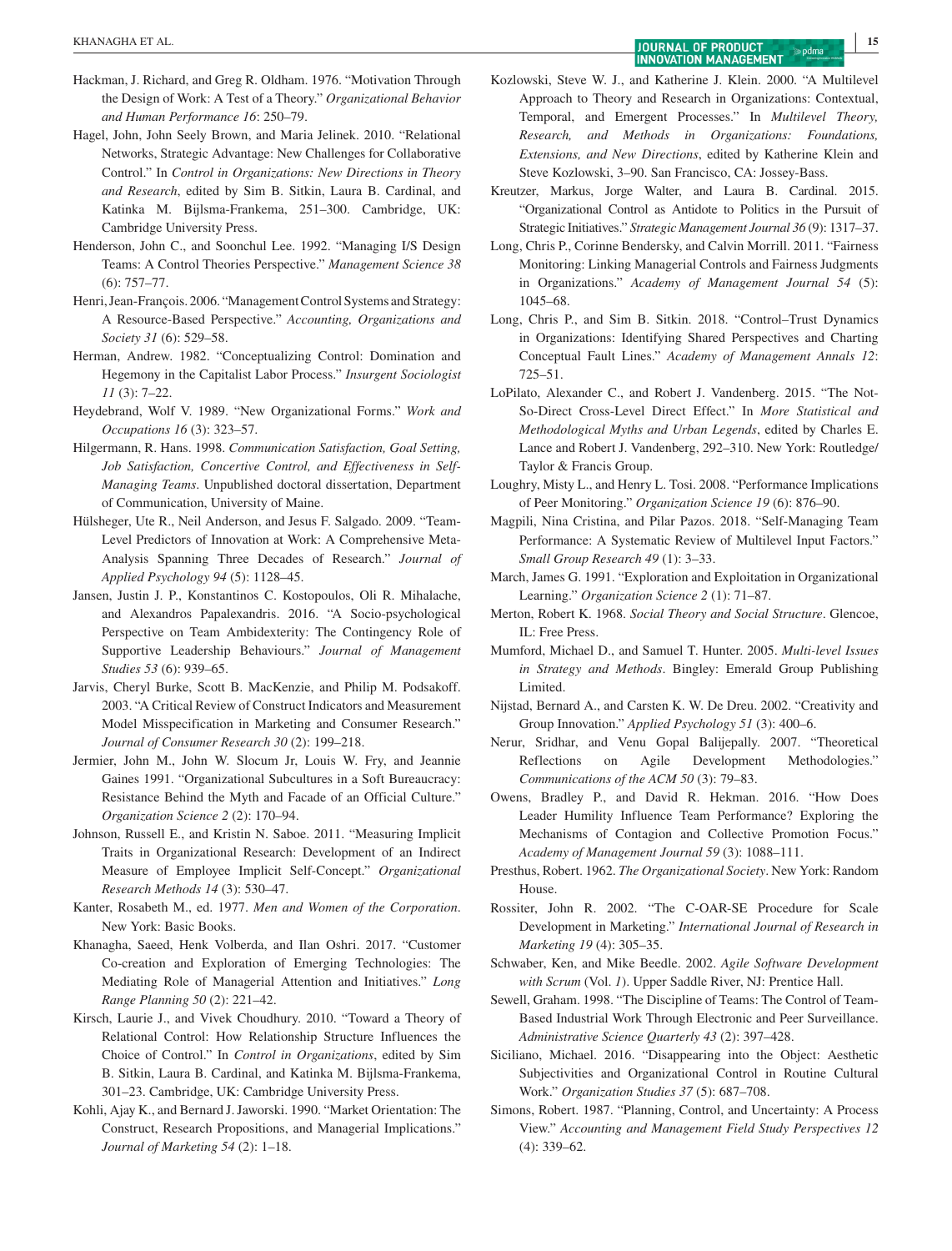Hackman, J. Richard, and Greg R. Oldham. 1976. "Motivation Through the Design of Work: A Test of a Theory." *Organizational Behavior and Human Performance 16*: 250–79.

Hagel, John, John Seely Brown, and Maria Jelinek. 2010. "Relational Networks, Strategic Advantage: New Challenges for Collaborative Control." In *Control in Organizations: New Directions in Theory and Research*, edited by Sim B. Sitkin, Laura B. Cardinal, and Katinka M. Bijlsma-Frankema, 251–300. Cambridge, UK: Cambridge University Press.

Henderson, John C., and Soonchul Lee. 1992. "Managing I/S Design Teams: A Control Theories Perspective." *Management Science 38* (6): 757–77.

Henri, Jean-François. 2006. "Management Control Systems and Strategy: A Resource-Based Perspective." *Accounting, Organizations and Society 31* (6): 529–58.

Herman, Andrew. 1982. "Conceptualizing Control: Domination and Hegemony in the Capitalist Labor Process." *Insurgent Sociologist 11* (3): 7–22.

Heydebrand, Wolf V. 1989. "New Organizational Forms." *Work and Occupations 16* (3): 323–57.

Hilgermann, R. Hans. 1998. *Communication Satisfaction, Goal Setting, Job Satisfaction, Concertive Control, and Effectiveness in Self-Managing Teams*. Unpublished doctoral dissertation, Department of Communication, University of Maine.

Hülsheger, Ute R., Neil Anderson, and Jesus F. Salgado. 2009. "Team-Level Predictors of Innovation at Work: A Comprehensive Meta-Analysis Spanning Three Decades of Research." *Journal of Applied Psychology 94* (5): 1128–45.

Jansen, Justin J. P., Konstantinos C. Kostopoulos, Oli R. Mihalache, and Alexandros Papalexandris. 2016. "A Socio-psychological Perspective on Team Ambidexterity: The Contingency Role of Supportive Leadership Behaviours." *Journal of Management Studies 53* (6): 939–65.

Jarvis, Cheryl Burke, Scott B. MacKenzie, and Philip M. Podsakoff. 2003. "A Critical Review of Construct Indicators and Measurement Model Misspecification in Marketing and Consumer Research." *Journal of Consumer Research 30* (2): 199–218.

Jermier, John M., John W. Slocum Jr, Louis W. Fry, and Jeannie Gaines 1991. "Organizational Subcultures in a Soft Bureaucracy: Resistance Behind the Myth and Facade of an Official Culture." *Organization Science 2* (2): 170–94.

Johnson, Russell E., and Kristin N. Saboe. 2011. "Measuring Implicit Traits in Organizational Research: Development of an Indirect Measure of Employee Implicit Self-Concept." *Organizational Research Methods 14* (3): 530–47.

Kanter, Rosabeth M., ed. 1977. *Men and Women of the Corporation*. New York: Basic Books.

Khanagha, Saeed, Henk Volberda, and Ilan Oshri. 2017. "Customer Co-creation and Exploration of Emerging Technologies: The Mediating Role of Managerial Attention and Initiatives." *Long Range Planning 50* (2): 221–42.

Kirsch, Laurie J., and Vivek Choudhury. 2010. "Toward a Theory of Relational Control: How Relationship Structure Influences the Choice of Control." In *Control in Organizations*, edited by Sim B. Sitkin, Laura B. Cardinal, and Katinka M. Bijlsma-Frankema, 301–23. Cambridge, UK: Cambridge University Press.

Kohli, Ajay K., and Bernard J. Jaworski. 1990. "Market Orientation: The Construct, Research Propositions, and Managerial Implications." *Journal of Marketing 54* (2): 1–18.

Kozlowski, Steve W. J., and Katherine J. Klein. 2000. "A Multilevel Approach to Theory and Research in Organizations: Contextual, Temporal, and Emergent Processes." In *Multilevel Theory, Research, and Methods in Organizations: Foundations, Extensions, and New Directions*, edited by Katherine Klein and Steve Kozlowski, 3–90. San Francisco, CA: Jossey-Bass.

Kreutzer, Markus, Jorge Walter, and Laura B. Cardinal. 2015. "Organizational Control as Antidote to Politics in the Pursuit of Strategic Initiatives." *Strategic Management Journal 36* (9): 1317–37.

Long, Chris P., Corinne Bendersky, and Calvin Morrill. 2011. "Fairness Monitoring: Linking Managerial Controls and Fairness Judgments in Organizations." *Academy of Management Journal 54* (5): 1045–68.

Long, Chris P., and Sim B. Sitkin. 2018. "Control–Trust Dynamics in Organizations: Identifying Shared Perspectives and Charting Conceptual Fault Lines." *Academy of Management Annals 12*: 725–51.

LoPilato, Alexander C., and Robert J. Vandenberg. 2015. "The Not-So-Direct Cross-Level Direct Effect." In *More Statistical and Methodological Myths and Urban Legends*, edited by Charles E. Lance and Robert J. Vandenberg, 292–310. New York: Routledge/Taylor & Francis Group.

Loughry, Misty L., and Henry L. Tosi. 2008. "Performance Implications of Peer Monitoring." *Organization Science 19* (6): 876–90.

Magpili, Nina Cristina, and Pilar Pazos. 2018. "Self-Managing Team Performance: A Systematic Review of Multilevel Input Factors." *Small Group Research 49* (1): 3–33.

March, James G. 1991. "Exploration and Exploitation in Organizational Learning." *Organization Science 2* (1): 71–87.

Merton, Robert K. 1968. *Social Theory and Social Structure*. Glencoe, IL: Free Press.

Mumford, Michael D., and Samuel T. Hunter. 2005. *Multi-level Issues in Strategy and Methods*. Bingley: Emerald Group Publishing Limited.

Nijstad, Bernard A., and Carsten K. W. De Dreu. 2002. "Creativity and Group Innovation." *Applied Psychology 51* (3): 400–6.

Nerur, Sridhar, and Venu Gopal Balijepally. 2007. "Theoretical Reflections on Agile Development Methodologies." *Communications of the ACM 50* (3): 79–83.

Owens, Bradley P., and David R. Hekman. 2016. "How Does Leader Humility Influence Team Performance? Exploring the Mechanisms of Contagion and Collective Promotion Focus." *Academy of Management Journal 59* (3): 1088–111.

Presthus, Robert. 1962. *The Organizational Society*. New York: Random House.

Rossiter, John R. 2002. "The C-OAR-SE Procedure for Scale Development in Marketing." *International Journal of Research in Marketing 19* (4): 305–35.

Schwaber, Ken, and Mike Beedle. 2002. *Agile Software Development with Scrum* (Vol. *1*). Upper Saddle River, NJ: Prentice Hall.

Sewell, Graham. 1998. "The Discipline of Teams: The Control of Team-Based Industrial Work Through Electronic and Peer Surveillance. *Administrative Science Quarterly 43* (2): 397–428.

Siciliano, Michael. 2016. "Disappearing into the Object: Aesthetic Subjectivities and Organizational Control in Routine Cultural Work." *Organization Studies 37* (5): 687–708.

Simons, Robert. 1987. "Planning, Control, and Uncertainty: A Process View." *Accounting and Management Field Study Perspectives 12* (4): 339–62.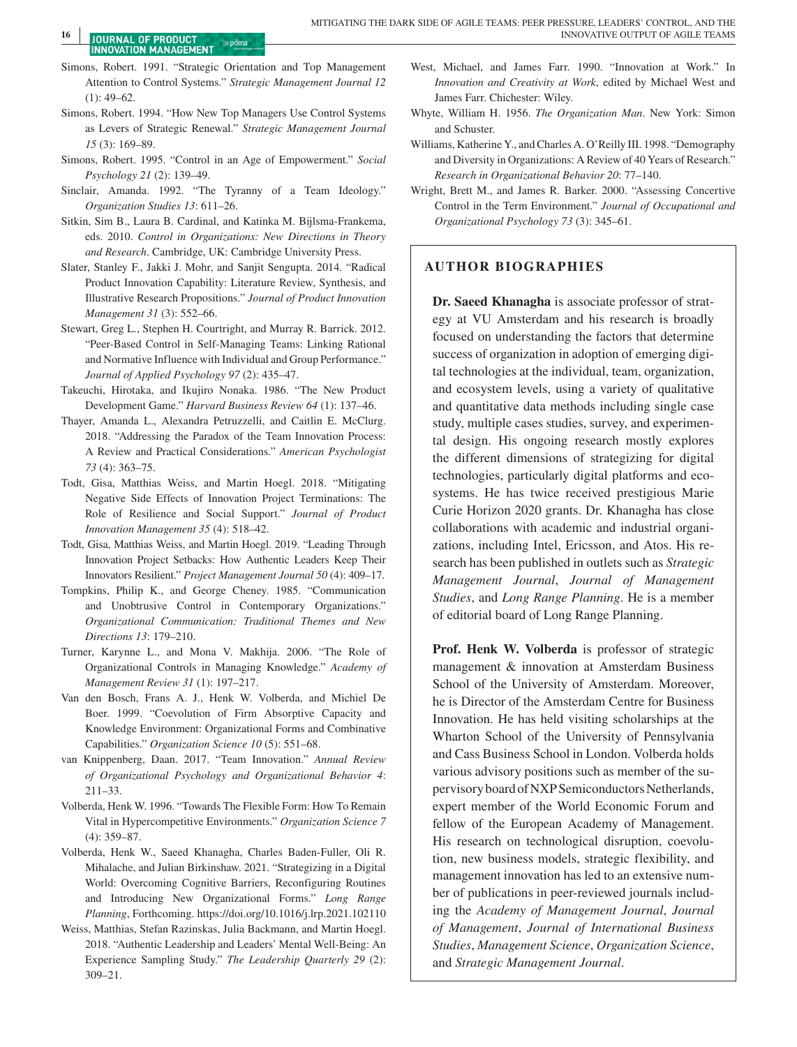Simons, Robert. 1991. "Strategic Orientation and Top Management Attention to Control Systems." *Strategic Management Journal 12* (1): 49–62.

Simons, Robert. 1994. "How New Top Managers Use Control Systems as Levers of Strategic Renewal." *Strategic Management Journal 15* (3): 169–89.

Simons, Robert. 1995. "Control in an Age of Empowerment." *Social Psychology 21* (2): 139–49.

Sinclair, Amanda. 1992. "The Tyranny of a Team Ideology." *Organization Studies 13*: 611–26.

Sitkin, Sim B., Laura B. Cardinal, and Katinka M. Bijlsma-Frankema, eds. 2010. *Control in Organizations: New Directions in Theory and Research*. Cambridge, UK: Cambridge University Press.

Slater, Stanley F., Jakki J. Mohr, and Sanjit Sengupta. 2014. "Radical Product Innovation Capability: Literature Review, Synthesis, and Illustrative Research Propositions." *Journal of Product Innovation Management 31* (3): 552–66.

Stewart, Greg L., Stephen H. Courtright, and Murray R. Barrick. 2012. "Peer-Based Control in Self-Managing Teams: Linking Rational and Normative Influence with Individual and Group Performance." *Journal of Applied Psychology 97* (2): 435–47.

Takeuchi, Hirotaka, and Ikujiro Nonaka. 1986. "The New Product Development Game." *Harvard Business Review 64* (1): 137–46.

Thayer, Amanda L., Alexandra Petruzzelli, and Caitlin E. McClurg. 2018. "Addressing the Paradox of the Team Innovation Process: A Review and Practical Considerations." *American Psychologist 73* (4): 363–75.

Todt, Gisa, Matthias Weiss, and Martin Hoegl. 2018. "Mitigating Negative Side Effects of Innovation Project Terminations: The Role of Resilience and Social Support." *Journal of Product Innovation Management 35* (4): 518–42.

Todt, Gisa, Matthias Weiss, and Martin Hoegl. 2019. "Leading Through Innovation Project Setbacks: How Authentic Leaders Keep Their Innovators Resilient." *Project Management Journal 50* (4): 409–17.

Tompkins, Philip K., and George Cheney. 1985. "Communication and Unobtrusive Control in Contemporary Organizations." *Organizational Communication: Traditional Themes and New Directions 13*: 179–210.

Turner, Karynne L., and Mona V. Makhija. 2006. "The Role of Organizational Controls in Managing Knowledge." *Academy of Management Review 31* (1): 197–217.

Van den Bosch, Frans A. J., Henk W. Volberda, and Michiel De Boer. 1999. "Coevolution of Firm Absorptive Capacity and Knowledge Environment: Organizational Forms and Combinative Capabilities." *Organization Science 10* (5): 551–68.

van Knippenberg, Daan. 2017. "Team Innovation." *Annual Review of Organizational Psychology and Organizational Behavior 4*: 211–33.

Volberda, Henk W. 1996. "Towards The Flexible Form: How To Remain Vital in Hypercompetitive Environments." *Organization Science 7* (4): 359–87.

Volberda, Henk W., Saeed Khanagha, Charles Baden-Fuller, Oli R. Mihalache, and Julian Birkinshaw. 2021. "Strategizing in a Digital World: Overcoming Cognitive Barriers, Reconfiguring Routines and Introducing New Organizational Forms." *Long Range Planning*, Forthcoming. https://doi.org/10.1016/j.lrp.2021.102110

Weiss, Matthias, Stefan Razinskas, Julia Backmann, and Martin Hoegl. 2018. "Authentic Leadership and Leaders' Mental Well-Being: An Experience Sampling Study." *The Leadership Quarterly 29* (2): 309–21.

West, Michael, and James Farr. 1990. "Innovation at Work." In *Innovation and Creativity at Work*, edited by Michael West and James Farr. Chichester: Wiley.

Whyte, William H. 1956. *The Organization Man*. New York: Simon and Schuster.

Williams, Katherine Y., and Charles A. O'Reilly III. 1998. "Demography and Diversity in Organizations: A Review of 40 Years of Research." *Research in Organizational Behavior 20*: 77–140.

Wright, Brett M., and James R. Barker. 2000. "Assessing Concertive Control in the Term Environment." *Journal of Occupational and Organizational Psychology 73* (3): 345–61.

## AUTHOR BIOGRAPHIES

**Dr. Saeed Khanagha** is associate professor of strategy at VU Amsterdam and his research is broadly focused on understanding the factors that determine success of organization in adoption of emerging digital technologies at the individual, team, organization, and ecosystem levels, using a variety of qualitative and quantitative data methods including single case study, multiple cases studies, survey, and experimental design. His ongoing research mostly explores the different dimensions of strategizing for digital technologies, particularly digital platforms and ecosystems. He has twice received prestigious Marie Curie Horizon 2020 grants. Dr. Khanagha has close collaborations with academic and industrial organizations, including Intel, Ericsson, and Atos. His research has been published in outlets such as *Strategic Management Journal*, *Journal of Management Studies*, and *Long Range Planning*. He is a member of editorial board of Long Range Planning.

**Prof. Henk W. Volberda** is professor of strategic management & innovation at Amsterdam Business School of the University of Amsterdam. Moreover, he is Director of the Amsterdam Centre for Business Innovation. He has held visiting scholarships at the Wharton School of the University of Pennsylvania and Cass Business School in London. Volberda holds various advisory positions such as member of the supervisory board of NXP Semiconductors Netherlands, expert member of the World Economic Forum and fellow of the European Academy of Management. His research on technological disruption, coevolution, new business models, strategic flexibility, and management innovation has led to an extensive number of publications in peer-reviewed journals including the *Academy of Management Journal*, *Journal of Management*, *Journal of International Business Studies*, *Management Science*, *Organization Science*, and *Strategic Management Journal*.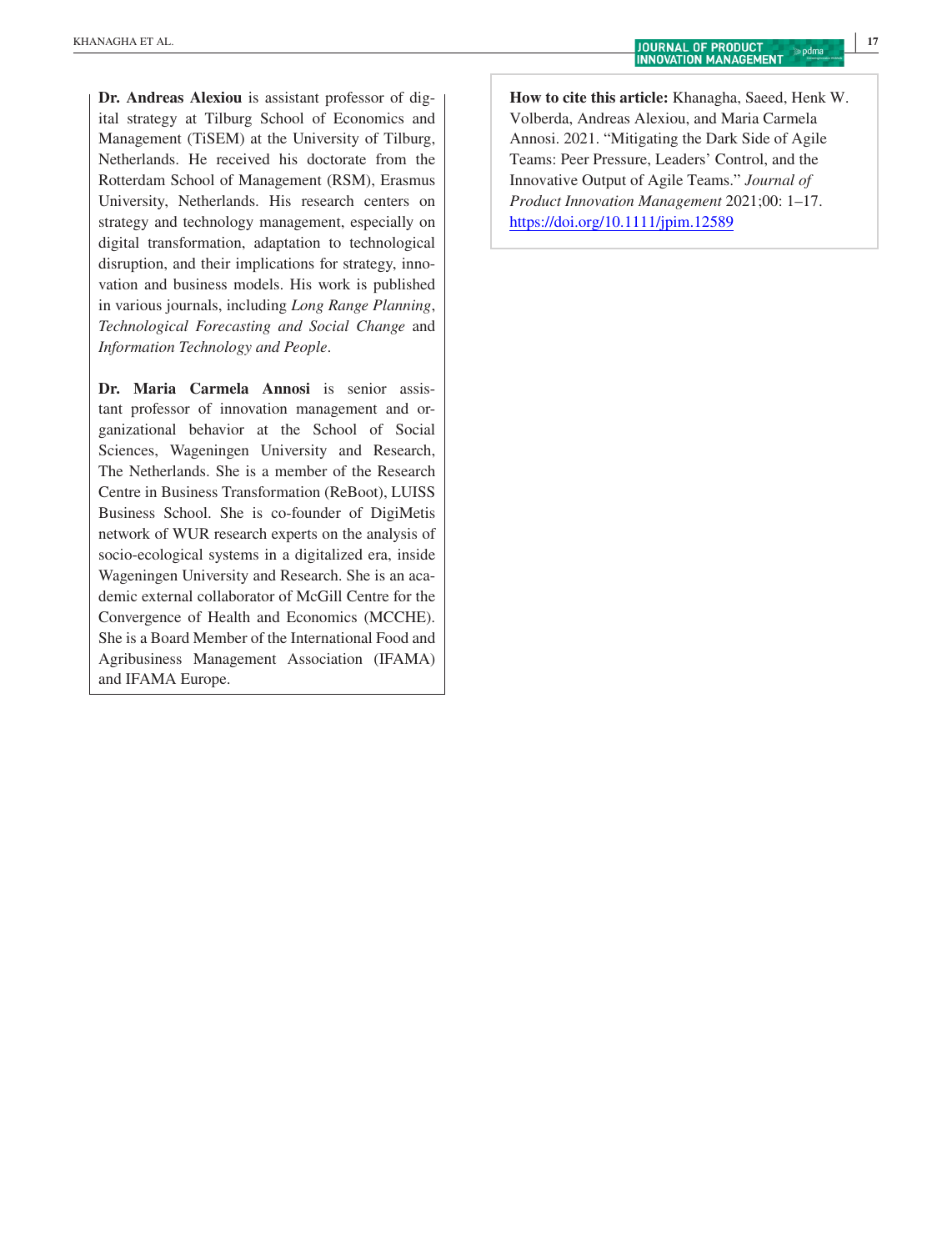**Dr. Andreas Alexiou** is assistant professor of digital strategy at Tilburg School of Economics and Management (TiSEM) at the University of Tilburg, Netherlands. He received his doctorate from the Rotterdam School of Management (RSM), Erasmus University, Netherlands. His research centers on strategy and technology management, especially on digital transformation, adaptation to technological disruption, and their implications for strategy, innovation and business models. His work is published in various journals, including *Long Range Planning*, *Technological Forecasting and Social Change* and *Information Technology and People*.

**Dr. Maria Carmela Annosi** is senior assistant professor of innovation management and organizational behavior at the School of Social Sciences, Wageningen University and Research, The Netherlands. She is a member of the Research Centre in Business Transformation (ReBoot), LUISS Business School. She is co-founder of DigiMetis network of WUR research experts on the analysis of socio-ecological systems in a digitalized era, inside Wageningen University and Research. She is an academic external collaborator of McGill Centre for the Convergence of Health and Economics (MCCHE). She is a Board Member of the International Food and Agribusiness Management Association (IFAMA) and IFAMA Europe.

**How to cite this article:** Khanagha, Saeed, Henk W. Volberda, Andreas Alexiou, and Maria Carmela Annosi. 2021. "Mitigating the Dark Side of Agile Teams: Peer Pressure, Leaders' Control, and the Innovative Output of Agile Teams." *Journal of Product Innovation Management* 2021;00: 1–17. https://doi.org/10.1111/jpim.12589